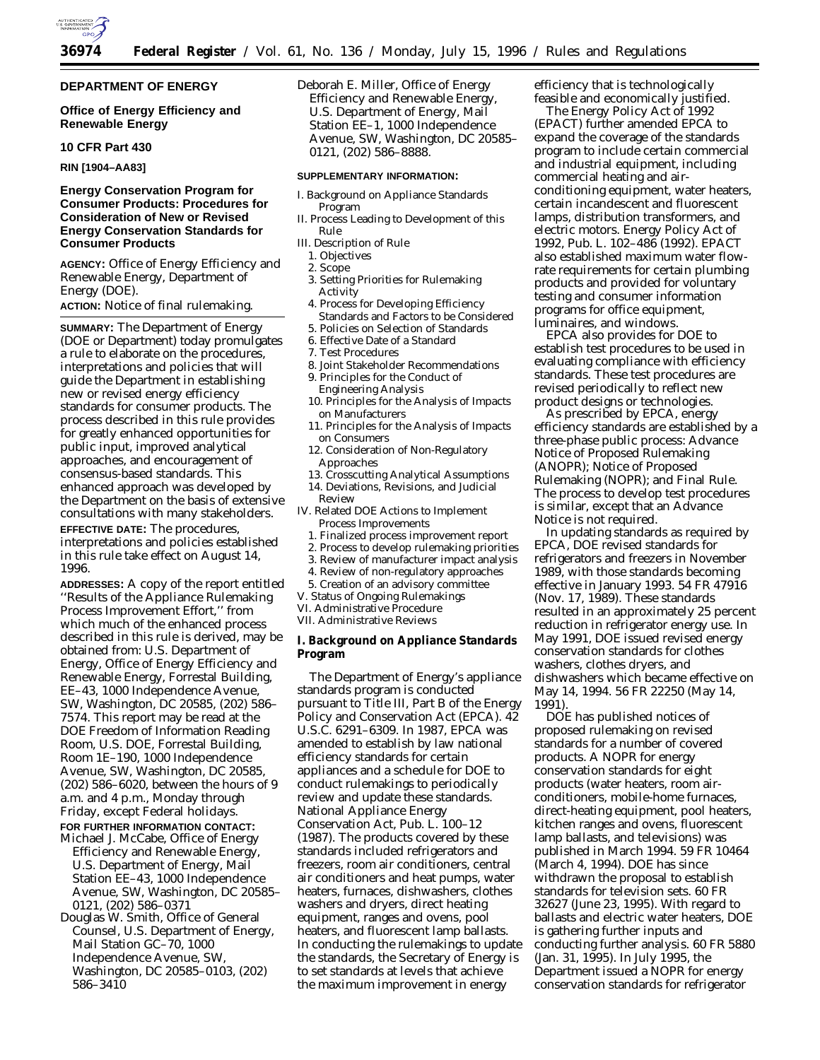# DEPARTMENT OF ENERGY

## Office of Energy Efficiency and Renewable Energy

## 10 CFR Part 430

**RIN [1904–AA83]**

## Energy Conservation Program for Consumer Products: Procedures for Consideration of New or Revised Energy Conservation Standards for Consumer Products

**AGENCY:** Office of Energy Efficiency and Renewable Energy, Department of Energy (DOE).

**ACTION:** Notice of final rulemaking.

**SUMMARY:** The Department of Energy (DOE or Department) today promulgates a rule to elaborate on the procedures, interpretations and policies that will guide the Department in establishing new or revised energy efficiency standards for consumer products. The process described in this rule provides for greatly enhanced opportunities for public input, improved analytical approaches, and encouragement of consensus-based standards. This enhanced approach was developed by the Department on the basis of extensive consultations with many stakeholders.

**EFFECTIVE DATE:** The procedures, interpretations and policies established in this rule take effect on August 14, 1996.

**ADDRESSES:** A copy of the report entitled ''Results of the Appliance Rulemaking Process Improvement Effort,'' from which much of the enhanced process described in this rule is derived, may be obtained from: U.S. Department of Energy, Office of Energy Efficiency and Renewable Energy, Forrestal Building, EE–43, 1000 Independence Avenue, SW, Washington, DC 20585, (202) 586–7574. This report may be read at the DOE Freedom of Information Reading Room, U.S. DOE, Forrestal Building, Room 1E–190, 1000 Independence Avenue, SW, Washington, DC 20585, (202) 586–6020, between the hours of 9 a.m. and 4 p.m., Monday through Friday, except Federal holidays.

**FOR FURTHER INFORMATION CONTACT:**

Michael J. McCabe, Office of Energy Efficiency and Renewable Energy, U.S. Department of Energy, Mail Station EE–43, 1000 Independence Avenue, SW, Washington, DC 20585–0121, (202) 586–0371

Douglas W. Smith, Office of General Counsel, U.S. Department of Energy, Mail Station GC–70, 1000 Independence Avenue, SW, Washington, DC 20585–0103, (202) 586–3410

Deborah E. Miller, Office of Energy Efficiency and Renewable Energy, U.S. Department of Energy, Mail Station EE–1, 1000 Independence Avenue, SW, Washington, DC 20585–0121, (202) 586–8888.

**SUPPLEMENTARY INFORMATION:**

I. Background on Appliance Standards Program
II. Process Leading to Development of this Rule
III. Description of Rule
 1. Objectives
 2. Scope
 3. Setting Priorities for Rulemaking Activity
 4. Process for Developing Efficiency Standards and Factors to be Considered
 5. Policies on Selection of Standards
 6. Effective Date of a Standard
 7. Test Procedures
 8. Joint Stakeholder Recommendations
 9. Principles for the Conduct of Engineering Analysis
 10. Principles for the Analysis of Impacts on Manufacturers
 11. Principles for the Analysis of Impacts on Consumers
 12. Consideration of Non-Regulatory Approaches
 13. Crosscutting Analytical Assumptions
 14. Deviations, Revisions, and Judicial Review
IV. Related DOE Actions to Implement Process Improvements
 1. Finalized process improvement report
 2. Process to develop rulemaking priorities
 3. Review of manufacturer impact analysis
 4. Review of non-regulatory approaches
 5. Creation of an advisory committee
V. Status of Ongoing Rulemakings
VI. Administrative Procedure
VII. Administrative Reviews

## I. Background on Appliance Standards Program

The Department of Energy's appliance standards program is conducted pursuant to Title III, Part B of the Energy Policy and Conservation Act (EPCA). 42 U.S.C. 6291–6309. In 1987, EPCA was amended to establish by law national efficiency standards for certain appliances and a schedule for DOE to conduct rulemakings to periodically review and update these standards. National Appliance Energy Conservation Act, Pub. L. 100–12 (1987). The products covered by these standards included refrigerators and freezers, room air conditioners, central air conditioners and heat pumps, water heaters, furnaces, dishwashers, clothes washers and dryers, direct heating equipment, ranges and ovens, pool heaters, and fluorescent lamp ballasts. In conducting the rulemakings to update the standards, the Secretary of Energy is to set standards at levels that achieve the maximum improvement in energy efficiency that is technologically feasible and economically justified.

The Energy Policy Act of 1992 (EPACT) further amended EPCA to expand the coverage of the standards program to include certain commercial and industrial equipment, including commercial heating and air-conditioning equipment, water heaters, certain incandescent and fluorescent lamps, distribution transformers, and electric motors. Energy Policy Act of 1992, Pub. L. 102–486 (1992). EPACT also established maximum water flow-rate requirements for certain plumbing products and provided for voluntary testing and consumer information programs for office equipment, luminaires, and windows.

EPCA also provides for DOE to establish test procedures to be used in evaluating compliance with efficiency standards. These test procedures are revised periodically to reflect new product designs or technologies.

As prescribed by EPCA, energy efficiency standards are established by a three-phase public process: Advance Notice of Proposed Rulemaking (ANOPR); Notice of Proposed Rulemaking (NOPR); and Final Rule. The process to develop test procedures is similar, except that an Advance Notice is not required.

In updating standards as required by EPCA, DOE revised standards for refrigerators and freezers in November 1989, with those standards becoming effective in January 1993. 54 FR 47916 (Nov. 17, 1989). These standards resulted in an approximately 25 percent reduction in refrigerator energy use. In May 1991, DOE issued revised energy conservation standards for clothes washers, clothes dryers, and dishwashers which became effective on May 14, 1994. 56 FR 22250 (May 14, 1991).

DOE has published notices of proposed rulemaking on revised standards for a number of covered products. A NOPR for energy conservation standards for eight products (water heaters, room air-conditioners, mobile-home furnaces, direct-heating equipment, pool heaters, kitchen ranges and ovens, fluorescent lamp ballasts, and televisions) was published in March 1994. 59 FR 10464 (March 4, 1994). DOE has since withdrawn the proposal to establish standards for television sets. 60 FR 32627 (June 23, 1995). With regard to ballasts and electric water heaters, DOE is gathering further inputs and conducting further analysis. 60 FR 5880 (Jan. 31, 1995). In July 1995, the Department issued a NOPR for energy conservation standards for refrigerator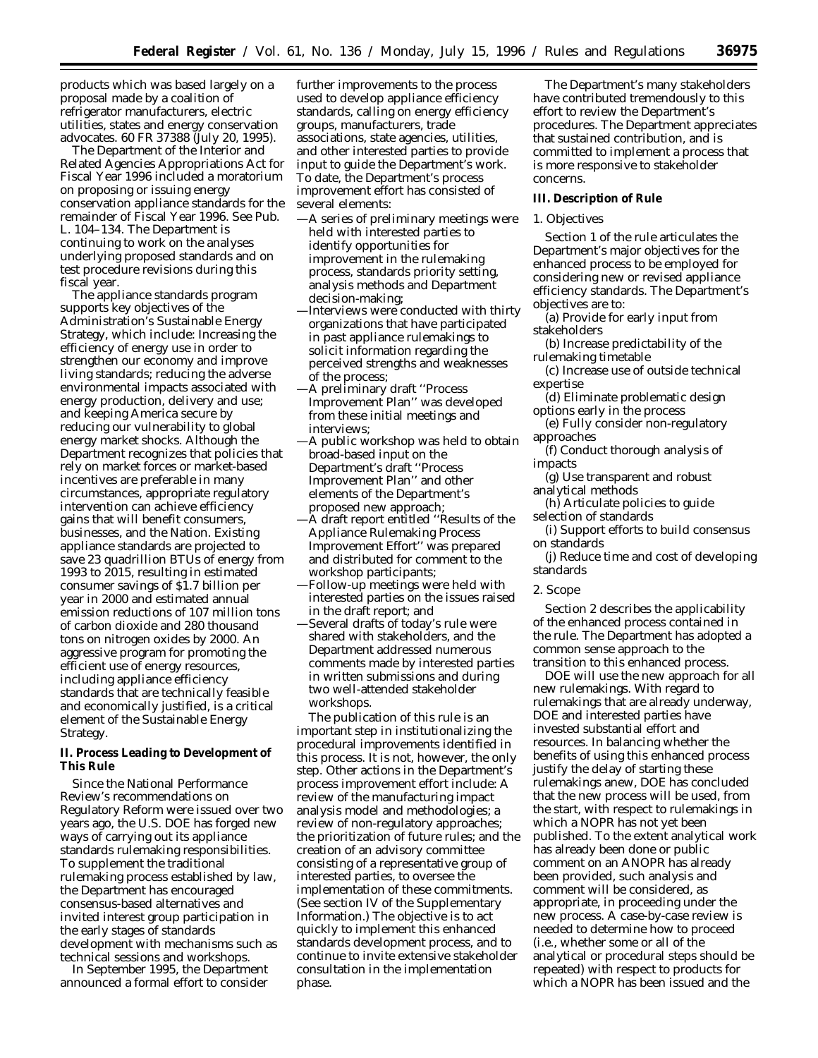products which was based largely on a proposal made by a coalition of refrigerator manufacturers, electric utilities, states and energy conservation advocates. 60 FR 37388 (July 20, 1995).

The Department of the Interior and Related Agencies Appropriations Act for Fiscal Year 1996 included a moratorium on proposing or issuing energy conservation appliance standards for the remainder of Fiscal Year 1996. See Pub. L. 104–134. The Department is continuing to work on the analyses underlying proposed standards and on test procedure revisions during this fiscal year.

The appliance standards program supports key objectives of the Administration's Sustainable Energy Strategy, which include: Increasing the efficiency of energy use in order to strengthen our economy and improve living standards; reducing the adverse environmental impacts associated with energy production, delivery and use; and keeping America secure by reducing our vulnerability to global energy market shocks. Although the Department recognizes that policies that rely on market forces or market-based incentives are preferable in many circumstances, appropriate regulatory intervention can achieve efficiency gains that will benefit consumers, businesses, and the Nation. Existing appliance standards are projected to save 23 quadrillion BTUs of energy from 1993 to 2015, resulting in estimated consumer savings of $1.7 billion per year in 2000 and estimated annual emission reductions of 107 million tons of carbon dioxide and 280 thousand tons on nitrogen oxides by 2000. An aggressive program for promoting the efficient use of energy resources, including appliance efficiency standards that are technically feasible and economically justified, is a critical element of the Sustainable Energy Strategy.

## II. Process Leading to Development of This Rule

Since the National Performance Review's recommendations on Regulatory Reform were issued over two years ago, the U.S. DOE has forged new ways of carrying out its appliance standards rulemaking responsibilities. To supplement the traditional rulemaking process established by law, the Department has encouraged consensus-based alternatives and invited interest group participation in the early stages of standards development with mechanisms such as technical sessions and workshops.

In September 1995, the Department announced a formal effort to consider further improvements to the process used to develop appliance efficiency standards, calling on energy efficiency groups, manufacturers, trade associations, state agencies, utilities, and other interested parties to provide input to guide the Department's work. To date, the Department's process improvement effort has consisted of several elements:

—A series of preliminary meetings were held with interested parties to identify opportunities for improvement in the rulemaking process, standards priority setting, analysis methods and Department decision-making;
—Interviews were conducted with thirty organizations that have participated in past appliance rulemakings to solicit information regarding the perceived strengths and weaknesses of the process;
—A preliminary draft "Process Improvement Plan" was developed from these initial meetings and interviews;
—A public workshop was held to obtain broad-based input on the Department's draft "Process Improvement Plan" and other elements of the Department's proposed new approach;
—A draft report entitled "Results of the Appliance Rulemaking Process Improvement Effort" was prepared and distributed for comment to the workshop participants;
—Follow-up meetings were held with interested parties on the issues raised in the draft report; and
—Several drafts of today's rule were shared with stakeholders, and the Department addressed numerous comments made by interested parties in written submissions and during two well-attended stakeholder workshops.

The publication of this rule is an important step in institutionalizing the procedural improvements identified in this process. It is not, however, the only step. Other actions in the Department's process improvement effort include: A review of the manufacturing impact analysis model and methodologies; a review of non-regulatory approaches; the prioritization of future rules; and the creation of an advisory committee consisting of a representative group of interested parties, to oversee the implementation of these commitments. (See section IV of the Supplementary Information.) The objective is to act quickly to implement this enhanced standards development process, and to continue to invite extensive stakeholder consultation in the implementation phase.

The Department's many stakeholders have contributed tremendously to this effort to review the Department's procedures. The Department appreciates that sustained contribution, and is committed to implement a process that is more responsive to stakeholder concerns.

## III. Description of Rule

### 1. Objectives

Section 1 of the rule articulates the Department's major objectives for the enhanced process to be employed for considering new or revised appliance efficiency standards. The Department's objectives are to:

(a) Provide for early input from stakeholders
(b) Increase predictability of the rulemaking timetable
(c) Increase use of outside technical expertise
(d) Eliminate problematic design options early in the process
(e) Fully consider non-regulatory approaches
(f) Conduct thorough analysis of impacts
(g) Use transparent and robust analytical methods
(h) Articulate policies to guide selection of standards
(i) Support efforts to build consensus on standards
(j) Reduce time and cost of developing standards

### 2. Scope

Section 2 describes the applicability of the enhanced process contained in the rule. The Department has adopted a common sense approach to the transition to this enhanced process.

DOE will use the new approach for all new rulemakings. With regard to rulemakings that are already underway, DOE and interested parties have invested substantial effort and resources. In balancing whether the benefits of using this enhanced process justify the delay of starting these rulemakings anew, DOE has concluded that the new process will be used, from the start, with respect to rulemakings in which a NOPR has not yet been published. To the extent analytical work has already been done or public comment on an ANOPR has already been provided, such analysis and comment will be considered, as appropriate, in proceeding under the new process. A case-by-case review is needed to determine how to proceed (i.e., whether some or all of the analytical or procedural steps should be repeated) with respect to products for which a NOPR has been issued and the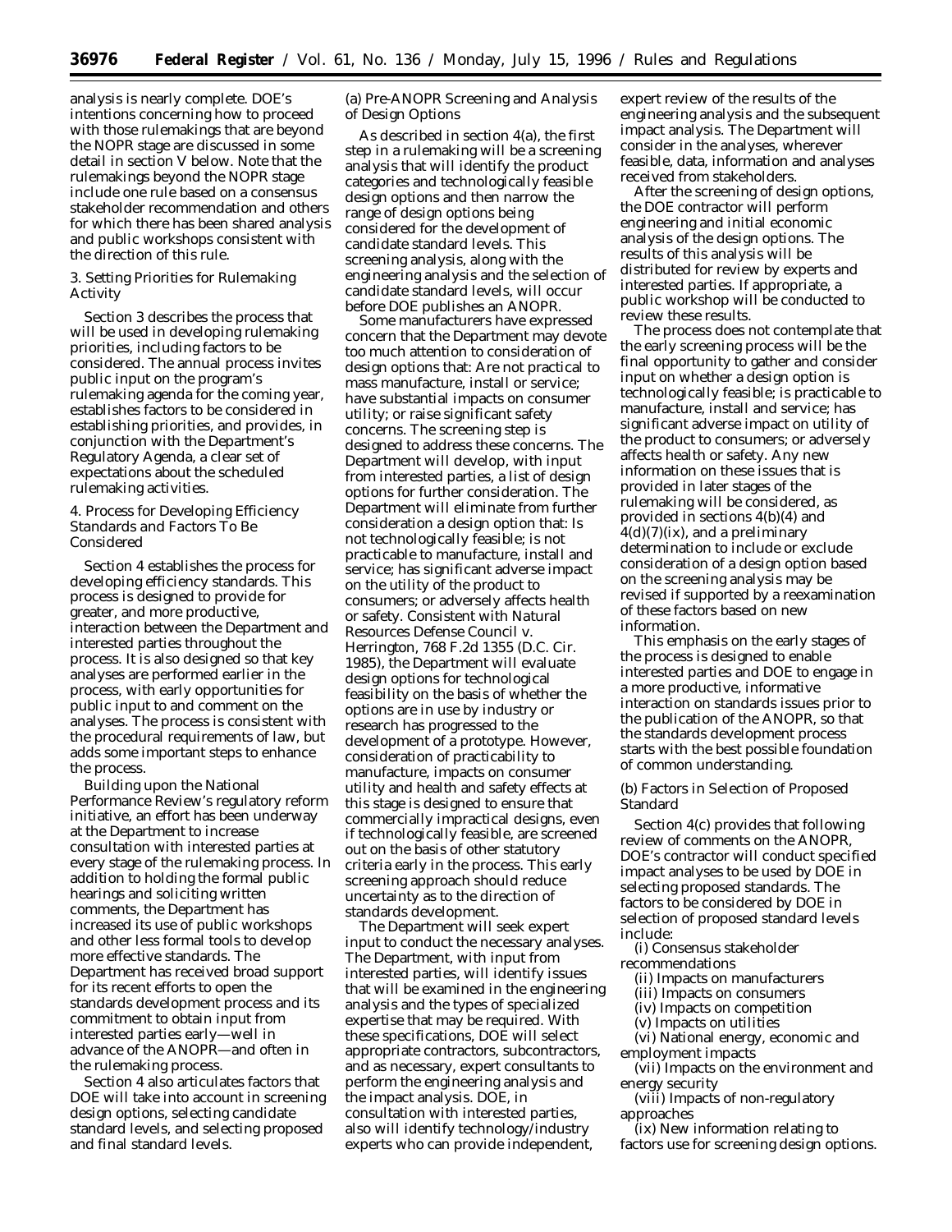analysis is nearly complete. DOE's intentions concerning how to proceed with those rulemakings that are beyond the NOPR stage are discussed in some detail in section V below. Note that the rulemakings beyond the NOPR stage include one rule based on a consensus stakeholder recommendation and others for which there has been shared analysis and public workshops consistent with the direction of this rule.

### 3. Setting Priorities for Rulemaking Activity

Section 3 describes the process that will be used in developing rulemaking priorities, including factors to be considered. The annual process invites public input on the program's rulemaking agenda for the coming year, establishes factors to be considered in establishing priorities, and provides, in conjunction with the Department's Regulatory Agenda, a clear set of expectations about the scheduled rulemaking activities.

### 4. Process for Developing Efficiency Standards and Factors To Be Considered

Section 4 establishes the process for developing efficiency standards. This process is designed to provide for greater, and more productive, interaction between the Department and interested parties throughout the process. It is also designed so that key analyses are performed earlier in the process, with early opportunities for public input to and comment on the analyses. The process is consistent with the procedural requirements of law, but adds some important steps to enhance the process.

Building upon the National Performance Review's regulatory reform initiative, an effort has been underway at the Department to increase consultation with interested parties at every stage of the rulemaking process. In addition to holding the formal public hearings and soliciting written comments, the Department has increased its use of public workshops and other less formal tools to develop more effective standards. The Department has received broad support for its recent efforts to open the standards development process and its commitment to obtain input from interested parties early—well in advance of the ANOPR—and often in the rulemaking process.

Section 4 also articulates factors that DOE will take into account in screening design options, selecting candidate standard levels, and selecting proposed and final standard levels.

#### (a) Pre-ANOPR Screening and Analysis of Design Options

As described in section 4(a), the first step in a rulemaking will be a screening analysis that will identify the product categories and technologically feasible design options and then narrow the range of design options being considered for the development of candidate standard levels. This screening analysis, along with the engineering analysis and the selection of candidate standard levels, will occur before DOE publishes an ANOPR.

Some manufacturers have expressed concern that the Department may devote too much attention to consideration of design options that: Are not practical to mass manufacture, install or service; have substantial impacts on consumer utility; or raise significant safety concerns. The screening step is designed to address these concerns. The Department will develop, with input from interested parties, a list of design options for further consideration. The Department will eliminate from further consideration a design option that: Is not technologically feasible; is not practicable to manufacture, install and service; has significant adverse impact on the utility of the product to consumers; or adversely affects health or safety. Consistent with *Natural Resources Defense Council* v. *Herrington*, 768 F.2d 1355 (D.C. Cir. 1985), the Department will evaluate design options for technological feasibility on the basis of whether the options are in use by industry or research has progressed to the development of a prototype. However, consideration of practicability to manufacture, impacts on consumer utility and health and safety effects at this stage is designed to ensure that commercially impractical designs, even if technologically feasible, are screened out on the basis of other statutory criteria early in the process. This early screening approach should reduce uncertainty as to the direction of standards development.

The Department will seek expert input to conduct the necessary analyses. The Department, with input from interested parties, will identify issues that will be examined in the engineering analysis and the types of specialized expertise that may be required. With these specifications, DOE will select appropriate contractors, subcontractors, and as necessary, expert consultants to perform the engineering analysis and the impact analysis. DOE, in consultation with interested parties, also will identify technology/industry experts who can provide independent, expert review of the results of the engineering analysis and the subsequent impact analysis. The Department will consider in the analyses, wherever feasible, data, information and analyses received from stakeholders.

After the screening of design options, the DOE contractor will perform engineering and initial economic analysis of the design options. The results of this analysis will be distributed for review by experts and interested parties. If appropriate, a public workshop will be conducted to review these results.

The process does not contemplate that the early screening process will be the final opportunity to gather and consider input on whether a design option is technologically feasible; is practicable to manufacture, install and service; has significant adverse impact on utility of the product to consumers; or adversely affects health or safety. Any new information on these issues that is provided in later stages of the rulemaking will be considered, as provided in sections 4(b)(4) and 4(d)(7)(ix), and a preliminary determination to include or exclude consideration of a design option based on the screening analysis may be revised if supported by a reexamination of these factors based on new information.

This emphasis on the early stages of the process is designed to enable interested parties and DOE to engage in a more productive, informative interaction on standards issues prior to the publication of the ANOPR, so that the standards development process starts with the best possible foundation of common understanding.

#### (b) Factors in Selection of Proposed Standard

Section 4(c) provides that following review of comments on the ANOPR, DOE's contractor will conduct specified impact analyses to be used by DOE in selecting proposed standards. The factors to be considered by DOE in selection of proposed standard levels include:

(i) Consensus stakeholder recommendations
(ii) Impacts on manufacturers
(iii) Impacts on consumers
(iv) Impacts on competition
(v) Impacts on utilities
(vi) National energy, economic and employment impacts
(vii) Impacts on the environment and energy security
(viii) Impacts of non-regulatory approaches
(ix) New information relating to factors use for screening design options.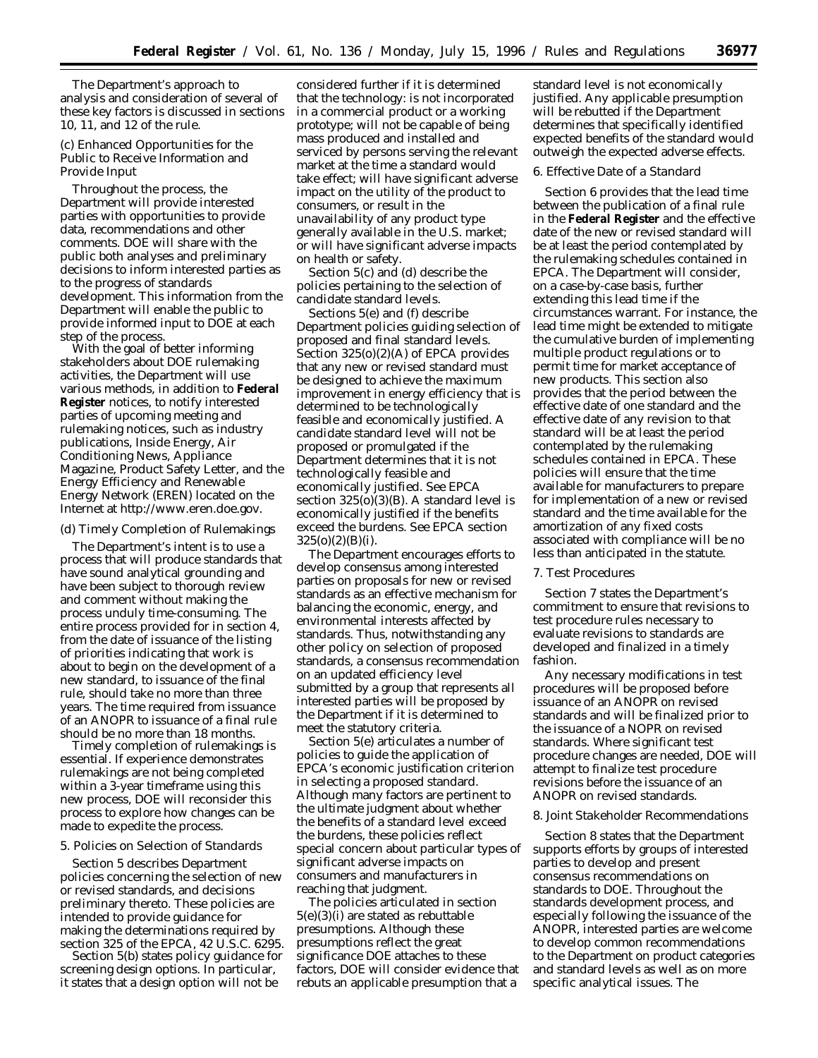The Department's approach to analysis and consideration of several of these key factors is discussed in sections 10, 11, and 12 of the rule.

### (c) Enhanced Opportunities for the Public to Receive Information and Provide Input

Throughout the process, the Department will provide interested parties with opportunities to provide data, recommendations and other comments. DOE will share with the public both analyses and preliminary decisions to inform interested parties as to the progress of standards development. This information from the Department will enable the public to provide informed input to DOE at each step of the process.

With the goal of better informing stakeholders about DOE rulemaking activities, the Department will use various methods, in addition to **Federal Register** notices, to notify interested parties of upcoming meeting and rulemaking notices, such as industry publications, Inside Energy, Air Conditioning News, Appliance Magazine, Product Safety Letter, and the Energy Efficiency and Renewable Energy Network (EREN) located on the Internet at http://www.eren.doe.gov.

### (d) Timely Completion of Rulemakings

The Department's intent is to use a process that will produce standards that have sound analytical grounding and have been subject to thorough review and comment without making the process unduly time-consuming. The entire process provided for in section 4, from the date of issuance of the listing of priorities indicating that work is about to begin on the development of a new standard, to issuance of the final rule, should take no more than three years. The time required from issuance of an ANOPR to issuance of a final rule should be no more than 18 months.

Timely completion of rulemakings is essential. If experience demonstrates rulemakings are not being completed within a 3-year timeframe using this new process, DOE will reconsider this process to explore how changes can be made to expedite the process.

## 5. Policies on Selection of Standards

Section 5 describes Department policies concerning the selection of new or revised standards, and decisions preliminary thereto. These policies are intended to provide guidance for making the determinations required by section 325 of the EPCA, 42 U.S.C. 6295.

Section 5(b) states policy guidance for screening design options. In particular, it states that a design option will not be considered further if it is determined that the technology: is not incorporated in a commercial product or a working prototype; will not be capable of being mass produced and installed and serviced by persons serving the relevant market at the time a standard would take effect; will have significant adverse impact on the utility of the product to consumers, or result in the unavailability of any product type generally available in the U.S. market; or will have significant adverse impacts on health or safety.

Section 5(c) and (d) describe the policies pertaining to the selection of candidate standard levels.

Sections 5(e) and (f) describe Department policies guiding selection of proposed and final standard levels. Section 325(o)(2)(A) of EPCA provides that any new or revised standard must be designed to achieve the maximum improvement in energy efficiency that is determined to be technologically feasible and economically justified. A candidate standard level will not be proposed or promulgated if the Department determines that it is not technologically feasible and economically justified. See EPCA section 325(o)(3)(B). A standard level is economically justified if the benefits exceed the burdens. See EPCA section 325(o)(2)(B)(i).

The Department encourages efforts to develop consensus among interested parties on proposals for new or revised standards as an effective mechanism for balancing the economic, energy, and environmental interests affected by standards. Thus, notwithstanding any other policy on selection of proposed standards, a consensus recommendation on an updated efficiency level submitted by a group that represents all interested parties will be proposed by the Department if it is determined to meet the statutory criteria.

Section 5(e) articulates a number of policies to guide the application of EPCA's economic justification criterion in selecting a proposed standard. Although many factors are pertinent to the ultimate judgment about whether the benefits of a standard level exceed the burdens, these policies reflect special concern about particular types of significant adverse impacts on consumers and manufacturers in reaching that judgment.

The policies articulated in section 5(e)(3)(i) are stated as rebuttable presumptions. Although these presumptions reflect the great significance DOE attaches to these factors, DOE will consider evidence that rebuts an applicable presumption that a standard level is not economically justified. Any applicable presumption will be rebutted if the Department determines that specifically identified expected benefits of the standard would outweigh the expected adverse effects.

## 6. Effective Date of a Standard

Section 6 provides that the lead time between the publication of a final rule in the **Federal Register** and the effective date of the new or revised standard will be at least the period contemplated by the rulemaking schedules contained in EPCA. The Department will consider, on a case-by-case basis, further extending this lead time if the circumstances warrant. For instance, the lead time might be extended to mitigate the cumulative burden of implementing multiple product regulations or to permit time for market acceptance of new products. This section also provides that the period between the effective date of one standard and the effective date of any revision to that standard will be at least the period contemplated by the rulemaking schedules contained in EPCA. These policies will ensure that the time available for manufacturers to prepare for implementation of a new or revised standard and the time available for the amortization of any fixed costs associated with compliance will be no less than anticipated in the statute.

## 7. Test Procedures

Section 7 states the Department's commitment to ensure that revisions to test procedure rules necessary to evaluate revisions to standards are developed and finalized in a timely fashion.

Any necessary modifications in test procedures will be proposed before issuance of an ANOPR on revised standards and will be finalized prior to the issuance of a NOPR on revised standards. Where significant test procedure changes are needed, DOE will attempt to finalize test procedure revisions before the issuance of an ANOPR on revised standards.

## 8. Joint Stakeholder Recommendations

Section 8 states that the Department supports efforts by groups of interested parties to develop and present consensus recommendations on standards to DOE. Throughout the standards development process, and especially following the issuance of the ANOPR, interested parties are welcome to develop common recommendations to the Department on product categories and standard levels as well as on more specific analytical issues. The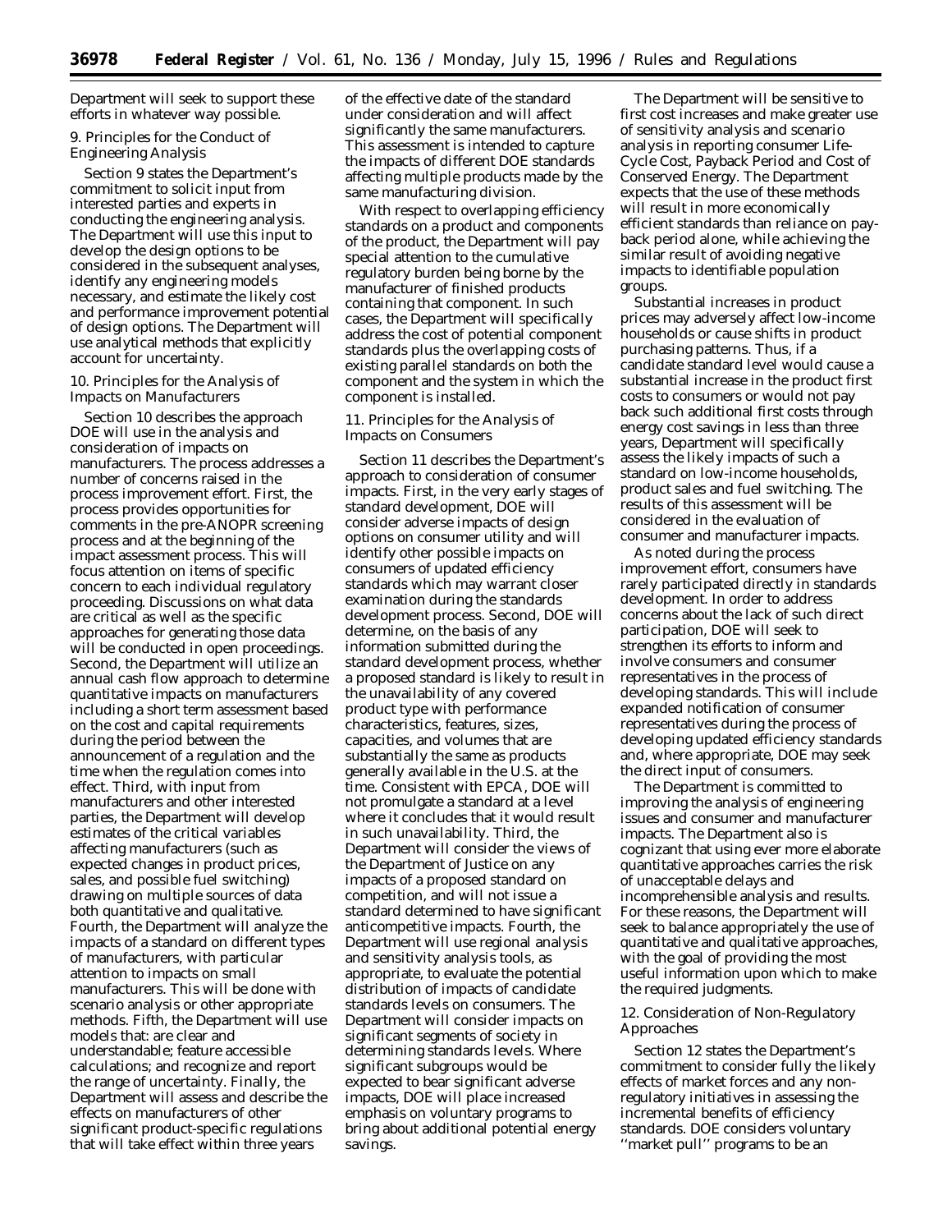Department will seek to support these efforts in whatever way possible.

9. Principles for the Conduct of Engineering Analysis

Section 9 states the Department's commitment to solicit input from interested parties and experts in conducting the engineering analysis. The Department will use this input to develop the design options to be considered in the subsequent analyses, identify any engineering models necessary, and estimate the likely cost and performance improvement potential of design options. The Department will use analytical methods that explicitly account for uncertainty.

10. Principles for the Analysis of Impacts on Manufacturers

Section 10 describes the approach DOE will use in the analysis and consideration of impacts on manufacturers. The process addresses a number of concerns raised in the process improvement effort. First, the process provides opportunities for comments in the pre-ANOPR screening process and at the beginning of the impact assessment process. This will focus attention on items of specific concern to each individual regulatory proceeding. Discussions on what data are critical as well as the specific approaches for generating those data will be conducted in open proceedings. Second, the Department will utilize an annual cash flow approach to determine quantitative impacts on manufacturers including a short term assessment based on the cost and capital requirements during the period between the announcement of a regulation and the time when the regulation comes into effect. Third, with input from manufacturers and other interested parties, the Department will develop estimates of the critical variables affecting manufacturers (such as expected changes in product prices, sales, and possible fuel switching) drawing on multiple sources of data both quantitative and qualitative. Fourth, the Department will analyze the impacts of a standard on different types of manufacturers, with particular attention to impacts on small manufacturers. This will be done with scenario analysis or other appropriate methods. Fifth, the Department will use models that: are clear and understandable; feature accessible calculations; and recognize and report the range of uncertainty. Finally, the Department will assess and describe the effects on manufacturers of other significant product-specific regulations that will take effect within three years of the effective date of the standard under consideration and will affect significantly the same manufacturers. This assessment is intended to capture the impacts of different DOE standards affecting multiple products made by the same manufacturing division.

With respect to overlapping efficiency standards on a product and components of the product, the Department will pay special attention to the cumulative regulatory burden being borne by the manufacturer of finished products containing that component. In such cases, the Department will specifically address the cost of potential component standards plus the overlapping costs of existing parallel standards on both the component and the system in which the component is installed.

11. Principles for the Analysis of Impacts on Consumers

Section 11 describes the Department's approach to consideration of consumer impacts. First, in the very early stages of standard development, DOE will consider adverse impacts of design options on consumer utility and will identify other possible impacts on consumers of updated efficiency standards which may warrant closer examination during the standards development process. Second, DOE will determine, on the basis of any information submitted during the standard development process, whether a proposed standard is likely to result in the unavailability of any covered product type with performance characteristics, features, sizes, capacities, and volumes that are substantially the same as products generally available in the U.S. at the time. Consistent with EPCA, DOE will not promulgate a standard at a level where it concludes that it would result in such unavailability. Third, the Department will consider the views of the Department of Justice on any impacts of a proposed standard on competition, and will not issue a standard determined to have significant anticompetitive impacts. Fourth, the Department will use regional analysis and sensitivity analysis tools, as appropriate, to evaluate the potential distribution of impacts of candidate standards levels on consumers. The Department will consider impacts on significant segments of society in determining standards levels. Where significant subgroups would be expected to bear significant adverse impacts, DOE will place increased emphasis on voluntary programs to bring about additional potential energy savings.

The Department will be sensitive to first cost increases and make greater use of sensitivity analysis and scenario analysis in reporting consumer Life-Cycle Cost, Payback Period and Cost of Conserved Energy. The Department expects that the use of these methods will result in more economically efficient standards than reliance on payback period alone, while achieving the similar result of avoiding negative impacts to identifiable population groups.

Substantial increases in product prices may adversely affect low-income households or cause shifts in product purchasing patterns. Thus, if a candidate standard level would cause a substantial increase in the product first costs to consumers or would not pay back such additional first costs through energy cost savings in less than three years, Department will specifically assess the likely impacts of such a standard on low-income households, product sales and fuel switching. The results of this assessment will be considered in the evaluation of consumer and manufacturer impacts.

As noted during the process improvement effort, consumers have rarely participated directly in standards development. In order to address concerns about the lack of such direct participation, DOE will seek to strengthen its efforts to inform and involve consumers and consumer representatives in the process of developing standards. This will include expanded notification of consumer representatives during the process of developing updated efficiency standards and, where appropriate, DOE may seek the direct input of consumers.

The Department is committed to improving the analysis of engineering issues and consumer and manufacturer impacts. The Department also is cognizant that using ever more elaborate quantitative approaches carries the risk of unacceptable delays and incomprehensible analysis and results. For these reasons, the Department will seek to balance appropriately the use of quantitative and qualitative approaches, with the goal of providing the most useful information upon which to make the required judgments.

12. Consideration of Non-Regulatory Approaches

Section 12 states the Department's commitment to consider fully the likely effects of market forces and any non-regulatory initiatives in assessing the incremental benefits of efficiency standards. DOE considers voluntary ''market pull'' programs to be an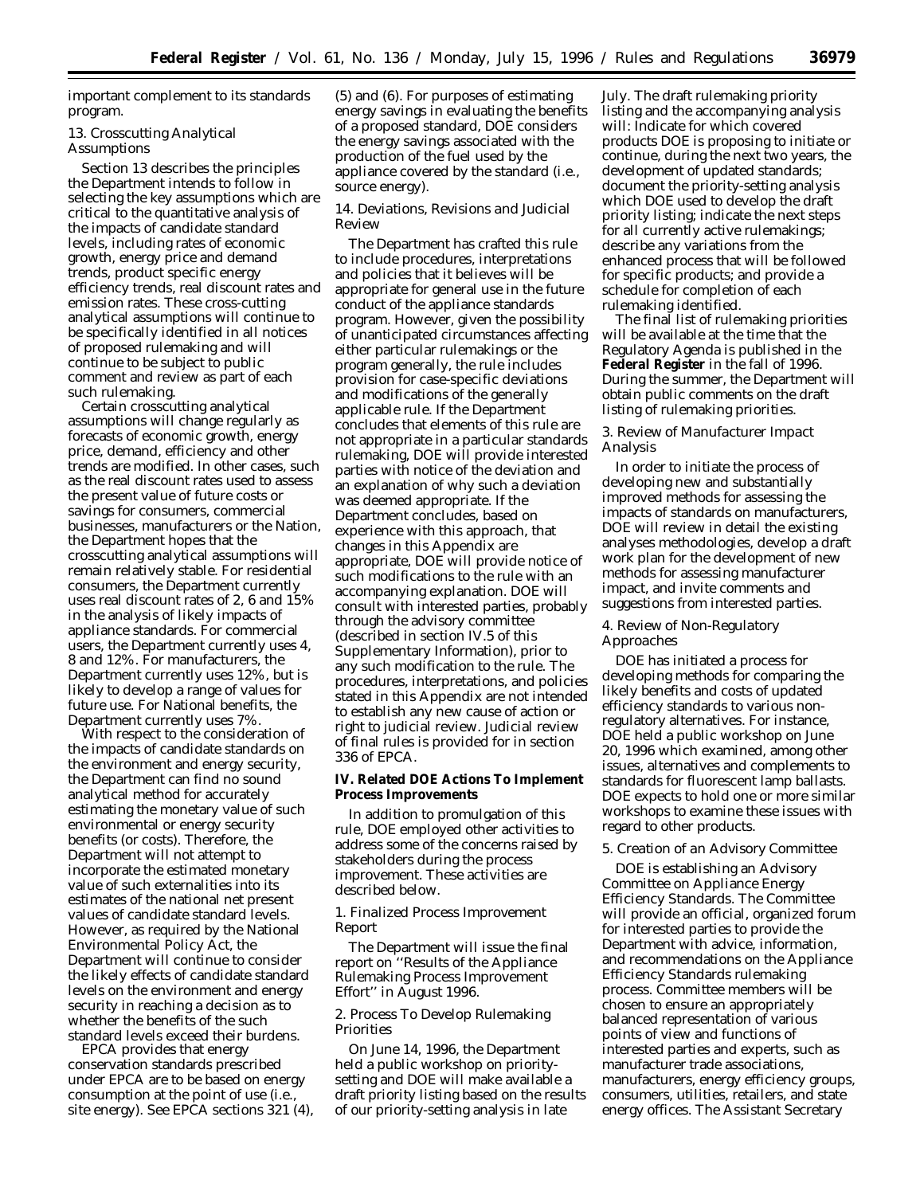important complement to its standards program.

### 13. Crosscutting Analytical Assumptions

Section 13 describes the principles the Department intends to follow in selecting the key assumptions which are critical to the quantitative analysis of the impacts of candidate standard levels, including rates of economic growth, energy price and demand trends, product specific energy efficiency trends, real discount rates and emission rates. These cross-cutting analytical assumptions will continue to be specifically identified in all notices of proposed rulemaking and will continue to be subject to public comment and review as part of each such rulemaking.

Certain crosscutting analytical assumptions will change regularly as forecasts of economic growth, energy price, demand, efficiency and other trends are modified. In other cases, such as the real discount rates used to assess the present value of future costs or savings for consumers, commercial businesses, manufacturers or the Nation, the Department hopes that the crosscutting analytical assumptions will remain relatively stable. For residential consumers, the Department currently uses real discount rates of 2, 6 and 15% in the analysis of likely impacts of appliance standards. For commercial users, the Department currently uses 4, 8 and 12%. For manufacturers, the Department currently uses 12%, but is likely to develop a range of values for future use. For National benefits, the Department currently uses 7%.

With respect to the consideration of the impacts of candidate standards on the environment and energy security, the Department can find no sound analytical method for accurately estimating the monetary value of such environmental or energy security benefits (or costs). Therefore, the Department will not attempt to incorporate the estimated monetary value of such externalities into its estimates of the national net present values of candidate standard levels. However, as required by the National Environmental Policy Act, the Department will continue to consider the likely effects of candidate standard levels on the environment and energy security in reaching a decision as to whether the benefits of the such standard levels exceed their burdens.

EPCA provides that energy conservation standards prescribed under EPCA are to be based on energy consumption at the point of use (i.e., site energy). See EPCA sections 321 (4), (5) and (6). For purposes of estimating energy savings in evaluating the benefits of a proposed standard, DOE considers the energy savings associated with the production of the fuel used by the appliance covered by the standard (i.e., source energy).

### 14. Deviations, Revisions and Judicial Review

The Department has crafted this rule to include procedures, interpretations and policies that it believes will be appropriate for general use in the future conduct of the appliance standards program. However, given the possibility of unanticipated circumstances affecting either particular rulemakings or the program generally, the rule includes provision for case-specific deviations and modifications of the generally applicable rule. If the Department concludes that elements of this rule are not appropriate in a particular standards rulemaking, DOE will provide interested parties with notice of the deviation and an explanation of why such a deviation was deemed appropriate. If the Department concludes, based on experience with this approach, that changes in this Appendix are appropriate, DOE will provide notice of such modifications to the rule with an accompanying explanation. DOE will consult with interested parties, probably through the advisory committee (described in section IV.5 of this Supplementary Information), prior to any such modification to the rule. The procedures, interpretations, and policies stated in this Appendix are not intended to establish any new cause of action or right to judicial review. Judicial review of final rules is provided for in section 336 of EPCA.

## IV. Related DOE Actions To Implement Process Improvements

In addition to promulgation of this rule, DOE employed other activities to address some of the concerns raised by stakeholders during the process improvement. These activities are described below.

### 1. Finalized Process Improvement Report

The Department will issue the final report on ''Results of the Appliance Rulemaking Process Improvement Effort'' in August 1996.

### 2. Process To Develop Rulemaking Priorities

On June 14, 1996, the Department held a public workshop on priority-setting and DOE will make available a draft priority listing based on the results of our priority-setting analysis in late July. The draft rulemaking priority listing and the accompanying analysis will: Indicate for which covered products DOE is proposing to initiate or continue, during the next two years, the development of updated standards; document the priority-setting analysis which DOE used to develop the draft priority listing; indicate the next steps for all currently active rulemakings; describe any variations from the enhanced process that will be followed for specific products; and provide a schedule for completion of each rulemaking identified.

The final list of rulemaking priorities will be available at the time that the Regulatory Agenda is published in the **Federal Register** in the fall of 1996. During the summer, the Department will obtain public comments on the draft listing of rulemaking priorities.

### 3. Review of Manufacturer Impact Analysis

In order to initiate the process of developing new and substantially improved methods for assessing the impacts of standards on manufacturers, DOE will review in detail the existing analyses methodologies, develop a draft work plan for the development of new methods for assessing manufacturer impact, and invite comments and suggestions from interested parties.

### 4. Review of Non-Regulatory Approaches

DOE has initiated a process for developing methods for comparing the likely benefits and costs of updated efficiency standards to various non-regulatory alternatives. For instance, DOE held a public workshop on June 20, 1996 which examined, among other issues, alternatives and complements to standards for fluorescent lamp ballasts. DOE expects to hold one or more similar workshops to examine these issues with regard to other products.

### 5. Creation of an Advisory Committee

DOE is establishing an Advisory Committee on Appliance Energy Efficiency Standards. The Committee will provide an official, organized forum for interested parties to provide the Department with advice, information, and recommendations on the Appliance Efficiency Standards rulemaking process. Committee members will be chosen to ensure an appropriately balanced representation of various points of view and functions of interested parties and experts, such as manufacturer trade associations, manufacturers, energy efficiency groups, consumers, utilities, retailers, and state energy offices. The Assistant Secretary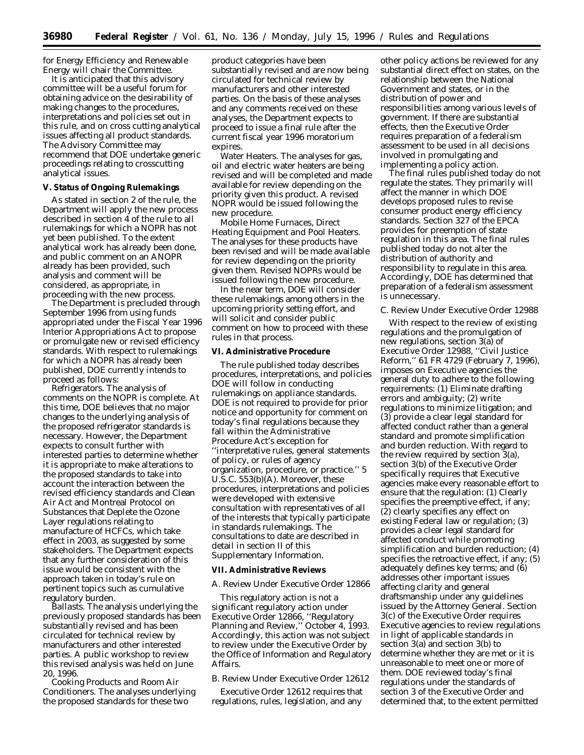for Energy Efficiency and Renewable Energy will chair the Committee.

It is anticipated that this advisory committee will be a useful forum for obtaining advice on the desirability of making changes to the procedures, interpretations and policies set out in this rule, and on cross cutting analytical issues affecting all product standards. The Advisory Committee may recommend that DOE undertake generic proceedings relating to crosscutting analytical issues.

**V. Status of Ongoing Rulemakings**

As stated in section 2 of the rule, the Department will apply the new process described in section 4 of the rule to all rulemakings for which a NOPR has not yet been published. To the extent analytical work has already been done, and public comment on an ANOPR already has been provided, such analysis and comment will be considered, as appropriate, in proceeding with the new process.

The Department is precluded through September 1996 from using funds appropriated under the Fiscal Year 1996 Interior Appropriations Act to propose or promulgate new or revised efficiency standards. With respect to rulemakings for which a NOPR has already been published, DOE currently intends to proceed as follows:

*Refrigerators.* The analysis of comments on the NOPR is complete. At this time, DOE believes that no major changes to the underlying analysis of the proposed refrigerator standards is necessary. However, the Department expects to consult further with interested parties to determine whether it is appropriate to make alterations to the proposed standards to take into account the interaction between the revised efficiency standards and Clean Air Act and Montreal Protocol on Substances that Deplete the Ozone Layer regulations relating to manufacture of HCFCs, which take effect in 2003, as suggested by some stakeholders. The Department expects that any further consideration of this issue would be consistent with the approach taken in today's rule on pertinent topics such as cumulative regulatory burden.

*Ballasts.* The analysis underlying the previously proposed standards has been substantially revised and has been circulated for technical review by manufacturers and other interested parties. A public workshop to review this revised analysis was held on June 20, 1996.

*Cooking Products and Room Air Conditioners.* The analyses underlying the proposed standards for these two product categories have been substantially revised and are now being circulated for technical review by manufacturers and other interested parties. On the basis of these analyses and any comments received on these analyses, the Department expects to proceed to issue a final rule after the current fiscal year 1996 moratorium expires.

*Water Heaters.* The analyses for gas, oil and electric water heaters are being revised and will be completed and made available for review depending on the priority given this product. A revised NOPR would be issued following the new procedure.

*Mobile Home Furnaces, Direct Heating Equipment and Pool Heaters.* The analyses for these products have been revised and will be made available for review depending on the priority given them. Revised NOPRs would be issued following the new procedure.

In the near term, DOE will consider these rulemakings among others in the upcoming priority setting effort, and will solicit and consider public comment on how to proceed with these rules in that process.

**VI. Administrative Procedure**

The rule published today describes procedures, interpretations, and policies DOE will follow in conducting rulemakings on appliance standards. DOE is not required to provide for prior notice and opportunity for comment on today's final regulations because they fall within the Administrative Procedure Act's exception for ''interpretative rules, general statements of policy, or rules of agency organization, procedure, or practice.'' 5 U.S.C. 553(b)(A). Moreover, these procedures, interpretations and policies were developed with extensive consultation with representatives of all of the interests that typically participate in standards rulemakings. The consultations to date are described in detail in section II of this Supplementary Information.

**VII. Administrative Reviews**

*A. Review Under Executive Order 12866*

This regulatory action is not a significant regulatory action under Executive Order 12866, ''Regulatory Planning and Review,'' October 4, 1993. Accordingly, this action was not subject to review under the Executive Order by the Office of Information and Regulatory Affairs.

*B. Review Under Executive Order 12612*

Executive Order 12612 requires that regulations, rules, legislation, and any other policy actions be reviewed for any substantial direct effect on states, on the relationship between the National Government and states, or in the distribution of power and responsibilities among various levels of government. If there are substantial effects, then the Executive Order requires preparation of a federalism assessment to be used in all decisions involved in promulgating and implementing a policy action.

The final rules published today do not regulate the states. They primarily will affect the manner in which DOE develops proposed rules to revise consumer product energy efficiency standards. Section 327 of the EPCA provides for preemption of state regulation in this area. The final rules published today do not alter the distribution of authority and responsibility to regulate in this area. Accordingly, DOE has determined that preparation of a federalism assessment is unnecessary.

*C. Review Under Executive Order 12988*

With respect to the review of existing regulations and the promulgation of new regulations, section 3(a) of Executive Order 12988, ''Civil Justice Reform,'' 61 FR 4729 (February 7, 1996), imposes on Executive agencies the general duty to adhere to the following requirements: (1) Eliminate drafting errors and ambiguity; (2) write regulations to minimize litigation; and (3) provide a clear legal standard for affected conduct rather than a general standard and promote simplification and burden reduction. With regard to the review required by section 3(a), section 3(b) of the Executive Order specifically requires that Executive agencies make every reasonable effort to ensure that the regulation: (1) Clearly specifies the preemptive effect, if any; (2) clearly specifies any effect on existing Federal law or regulation; (3) provides a clear legal standard for affected conduct while promoting simplification and burden reduction; (4) specifies the retroactive effect, if any; (5) adequately defines key terms; and (6) addresses other important issues affecting clarity and general draftsmanship under any guidelines issued by the Attorney General. Section 3(c) of the Executive Order requires Executive agencies to review regulations in light of applicable standards in section 3(a) and section 3(b) to determine whether they are met or it is unreasonable to meet one or more of them. DOE reviewed today's final regulations under the standards of section 3 of the Executive Order and determined that, to the extent permitted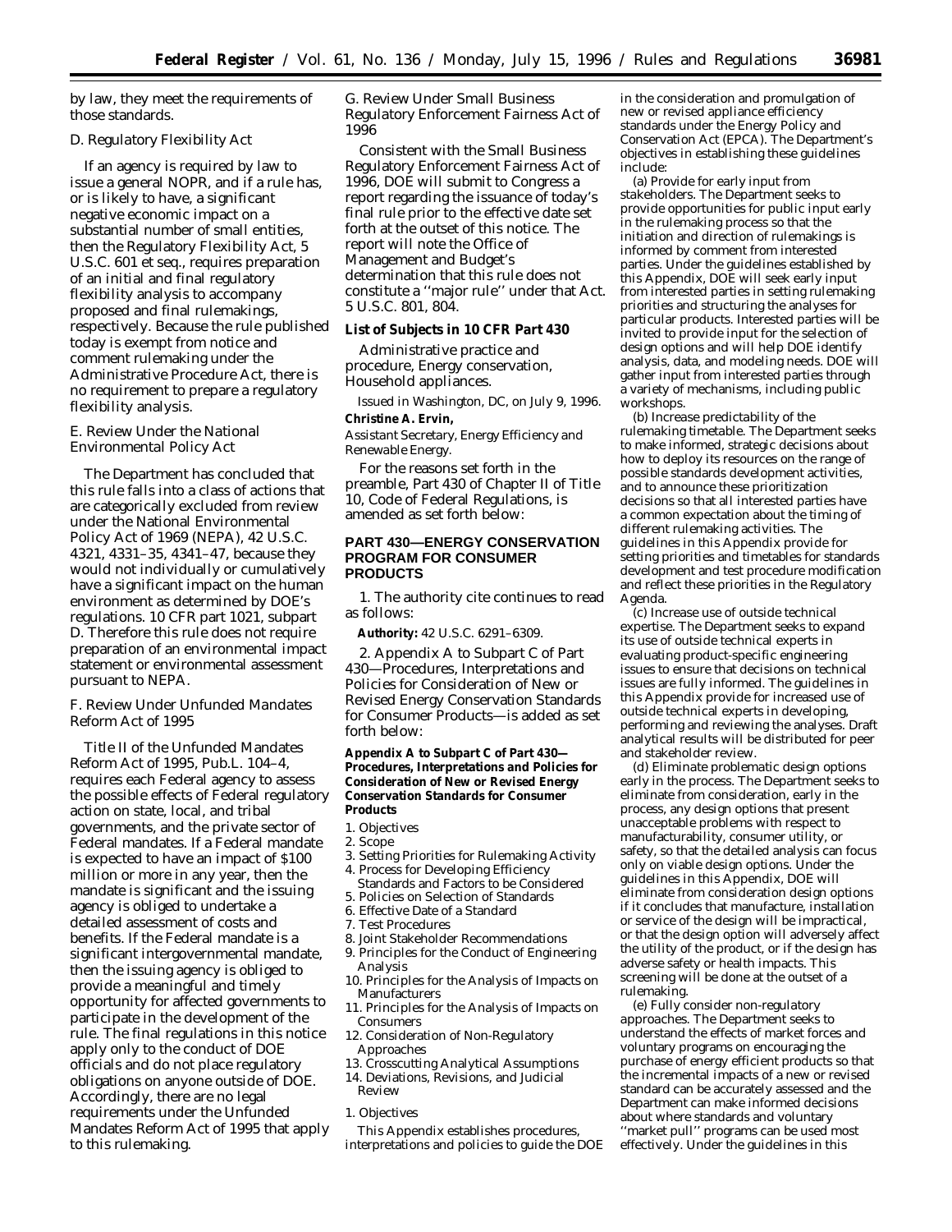by law, they meet the requirements of those standards.

### D. Regulatory Flexibility Act

If an agency is required by law to issue a general NOPR, and if a rule has, or is likely to have, a significant negative economic impact on a substantial number of small entities, then the Regulatory Flexibility Act, 5 U.S.C. 601 et seq., requires preparation of an initial and final regulatory flexibility analysis to accompany proposed and final rulemakings, respectively. Because the rule published today is exempt from notice and comment rulemaking under the Administrative Procedure Act, there is no requirement to prepare a regulatory flexibility analysis.

### E. Review Under the National Environmental Policy Act

The Department has concluded that this rule falls into a class of actions that are categorically excluded from review under the National Environmental Policy Act of 1969 (NEPA), 42 U.S.C. 4321, 4331–35, 4341–47, because they would not individually or cumulatively have a significant impact on the human environment as determined by DOE's regulations. 10 CFR part 1021, subpart D. Therefore this rule does not require preparation of an environmental impact statement or environmental assessment pursuant to NEPA.

### F. Review Under Unfunded Mandates Reform Act of 1995

Title II of the Unfunded Mandates Reform Act of 1995, Pub.L. 104–4, requires each Federal agency to assess the possible effects of Federal regulatory action on state, local, and tribal governments, and the private sector of Federal mandates. If a Federal mandate is expected to have an impact of $100 million or more in any year, then the mandate is significant and the issuing agency is obliged to undertake a detailed assessment of costs and benefits. If the Federal mandate is a significant intergovernmental mandate, then the issuing agency is obliged to provide a meaningful and timely opportunity for affected governments to participate in the development of the rule. The final regulations in this notice apply only to the conduct of DOE officials and do not place regulatory obligations on anyone outside of DOE. Accordingly, there are no legal requirements under the Unfunded Mandates Reform Act of 1995 that apply to this rulemaking.

### G. Review Under Small Business Regulatory Enforcement Fairness Act of 1996

Consistent with the Small Business Regulatory Enforcement Fairness Act of 1996, DOE will submit to Congress a report regarding the issuance of today's final rule prior to the effective date set forth at the outset of this notice. The report will note the Office of Management and Budget's determination that this rule does not constitute a ''major rule'' under that Act. 5 U.S.C. 801, 804.

**List of Subjects in 10 CFR Part 430**

Administrative practice and procedure, Energy conservation, Household appliances.

Issued in Washington, DC, on July 9, 1996.

**Christine A. Ervin,**

*Assistant Secretary, Energy Efficiency and Renewable Energy.*

For the reasons set forth in the preamble, Part 430 of Chapter II of Title 10, Code of Federal Regulations, is amended as set forth below:

## PART 430—ENERGY CONSERVATION PROGRAM FOR CONSUMER PRODUCTS

1. The authority cite continues to read as follows:

**Authority:** 42 U.S.C. 6291–6309.

2. Appendix A to Subpart C of Part 430—Procedures, Interpretations and Policies for Consideration of New or Revised Energy Conservation Standards for Consumer Products—is added as set forth below:

### Appendix A to Subpart C of Part 430—Procedures, Interpretations and Policies for Consideration of New or Revised Energy Conservation Standards for Consumer Products

1. Objectives
2. Scope
3. Setting Priorities for Rulemaking Activity
4. Process for Developing Efficiency Standards and Factors to be Considered
5. Policies on Selection of Standards
6. Effective Date of a Standard
7. Test Procedures
8. Joint Stakeholder Recommendations
9. Principles for the Conduct of Engineering Analysis
10. Principles for the Analysis of Impacts on Manufacturers
11. Principles for the Analysis of Impacts on Consumers
12. Consideration of Non-Regulatory Approaches
13. Crosscutting Analytical Assumptions
14. Deviations, Revisions, and Judicial Review

1. Objectives

This Appendix establishes procedures, interpretations and policies to guide the DOE in the consideration and promulgation of new or revised appliance efficiency standards under the Energy Policy and Conservation Act (EPCA). The Department's objectives in establishing these guidelines include:

(a) *Provide for early input from stakeholders.* The Department seeks to provide opportunities for public input early in the rulemaking process so that the initiation and direction of rulemakings is informed by comment from interested parties. Under the guidelines established by this Appendix, DOE will seek early input from interested parties in setting rulemaking priorities and structuring the analyses for particular products. Interested parties will be invited to provide input for the selection of design options and will help DOE identify analysis, data, and modeling needs. DOE will gather input from interested parties through a variety of mechanisms, including public workshops.

(b) *Increase predictability of the rulemaking timetable.* The Department seeks to make informed, strategic decisions about how to deploy its resources on the range of possible standards development activities, and to announce these prioritization decisions so that all interested parties have a common expectation about the timing of different rulemaking activities. The guidelines in this Appendix provide for setting priorities and timetables for standards development and test procedure modification and reflect these priorities in the Regulatory Agenda.

(c) *Increase use of outside technical expertise.* The Department seeks to expand its use of outside technical experts in evaluating product-specific engineering issues to ensure that decisions on technical issues are fully informed. The guidelines in this Appendix provide for increased use of outside technical experts in developing, performing and reviewing the analyses. Draft analytical results will be distributed for peer and stakeholder review.

(d) *Eliminate problematic design options early in the process.* The Department seeks to eliminate from consideration, early in the process, any design options that present unacceptable problems with respect to manufacturability, consumer utility, or safety, so that the detailed analysis can focus only on viable design options. Under the guidelines in this Appendix, DOE will eliminate from consideration design options if it concludes that manufacture, installation or service of the design will be impractical, or that the design option will adversely affect the utility of the product, or if the design has adverse safety or health impacts. This screening will be done at the outset of a rulemaking.

(e) *Fully consider non-regulatory approaches.* The Department seeks to understand the effects of market forces and voluntary programs on encouraging the purchase of energy efficient products so that the incremental impacts of a new or revised standard can be accurately assessed and the Department can make informed decisions about where standards and voluntary ''market pull'' programs can be used most effectively. Under the guidelines in this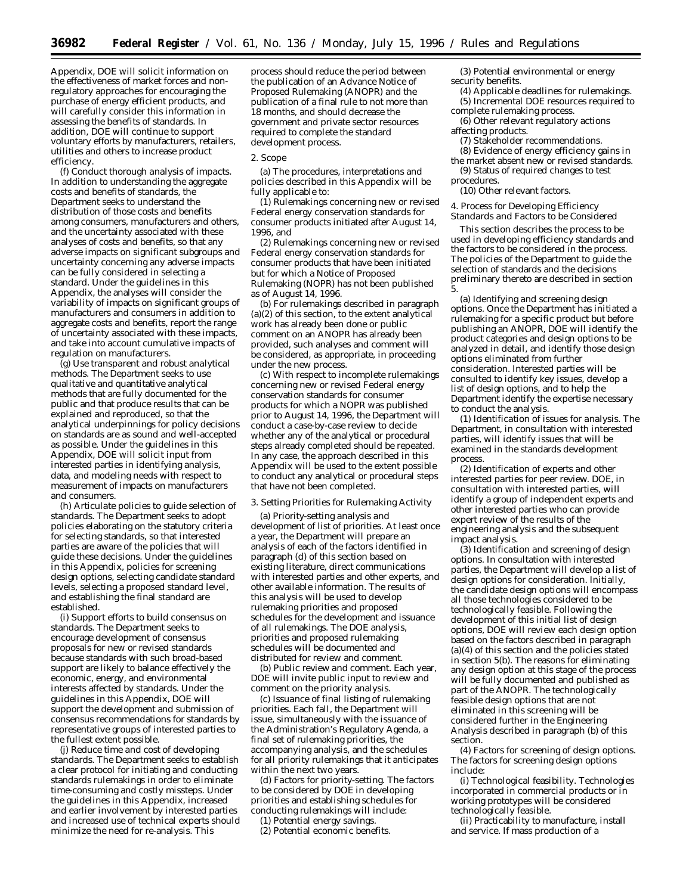Appendix, DOE will solicit information on the effectiveness of market forces and non-regulatory approaches for encouraging the purchase of energy efficient products, and will carefully consider this information in assessing the benefits of standards. In addition, DOE will continue to support voluntary efforts by manufacturers, retailers, utilities and others to increase product efficiency.

(f) *Conduct thorough analysis of impacts.* In addition to understanding the aggregate costs and benefits of standards, the Department seeks to understand the distribution of those costs and benefits among consumers, manufacturers and others, and the uncertainty associated with these analyses of costs and benefits, so that any adverse impacts on significant subgroups and uncertainty concerning any adverse impacts can be fully considered in selecting a standard. Under the guidelines in this Appendix, the analyses will consider the variability of impacts on significant groups of manufacturers and consumers in addition to aggregate costs and benefits, report the range of uncertainty associated with these impacts, and take into account cumulative impacts of regulation on manufacturers.

(g) *Use transparent and robust analytical methods.* The Department seeks to use qualitative and quantitative analytical methods that are fully documented for the public and that produce results that can be explained and reproduced, so that the analytical underpinnings for policy decisions on standards are as sound and well-accepted as possible. Under the guidelines in this Appendix, DOE will solicit input from interested parties in identifying analysis, data, and modeling needs with respect to measurement of impacts on manufacturers and consumers.

(h) *Articulate policies to guide selection of standards.* The Department seeks to adopt policies elaborating on the statutory criteria for selecting standards, so that interested parties are aware of the policies that will guide these decisions. Under the guidelines in this Appendix, policies for screening design options, selecting candidate standard levels, selecting a proposed standard level, and establishing the final standard are established.

(i) *Support efforts to build consensus on standards.* The Department seeks to encourage development of consensus proposals for new or revised standards because standards with such broad-based support are likely to balance effectively the economic, energy, and environmental interests affected by standards. Under the guidelines in this Appendix, DOE will support the development and submission of consensus recommendations for standards by representative groups of interested parties to the fullest extent possible.

(j) *Reduce time and cost of developing standards.* The Department seeks to establish a clear protocol for initiating and conducting standards rulemakings in order to eliminate time-consuming and costly missteps. Under the guidelines in this Appendix, increased and earlier involvement by interested parties and increased use of technical experts should minimize the need for re-analysis. This process should reduce the period between the publication of an Advance Notice of Proposed Rulemaking (ANOPR) and the publication of a final rule to not more than 18 months, and should decrease the government and private sector resources required to complete the standard development process.

2. Scope

(a) The procedures, interpretations and policies described in this Appendix will be fully applicable to:

(1) Rulemakings concerning new or revised Federal energy conservation standards for consumer products initiated after August 14, 1996, and

(2) Rulemakings concerning new or revised Federal energy conservation standards for consumer products that have been initiated but for which a Notice of Proposed Rulemaking (NOPR) has not been published as of August 14, 1996.

(b) For rulemakings described in paragraph (a)(2) of this section, to the extent analytical work has already been done or public comment on an ANOPR has already been provided, such analyses and comment will be considered, as appropriate, in proceeding under the new process.

(c) With respect to incomplete rulemakings concerning new or revised Federal energy conservation standards for consumer products for which a NOPR was published prior to August 14, 1996, the Department will conduct a case-by-case review to decide whether any of the analytical or procedural steps already completed should be repeated. In any case, the approach described in this Appendix will be used to the extent possible to conduct any analytical or procedural steps that have not been completed.

3. Setting Priorities for Rulemaking Activity

(a) *Priority-setting analysis and development of list of priorities.* At least once a year, the Department will prepare an analysis of each of the factors identified in paragraph (d) of this section based on existing literature, direct communications with interested parties and other experts, and other available information. The results of this analysis will be used to develop rulemaking priorities and proposed schedules for the development and issuance of all rulemakings. The DOE analysis, priorities and proposed rulemaking schedules will be documented and distributed for review and comment.

(b) *Public review and comment.* Each year, DOE will invite public input to review and comment on the priority analysis.

(c) *Issuance of final listing of rulemaking priorities.* Each fall, the Department will issue, simultaneously with the issuance of the Administration's Regulatory Agenda, a final set of rulemaking priorities, the accompanying analysis, and the schedules for all priority rulemakings that it anticipates within the next two years.

(d) *Factors for priority-setting.* The factors to be considered by DOE in developing priorities and establishing schedules for conducting rulemakings will include:

(1) Potential energy savings.

(2) Potential economic benefits.

(3) Potential environmental or energy security benefits.

(4) Applicable deadlines for rulemakings.

(5) Incremental DOE resources required to complete rulemaking process.

(6) Other relevant regulatory actions affecting products.

(7) Stakeholder recommendations.

(8) Evidence of energy efficiency gains in the market absent new or revised standards.

(9) Status of required changes to test procedures.

(10) Other relevant factors.

4. Process for Developing Efficiency Standards and Factors to be Considered

This section describes the process to be used in developing efficiency standards and the factors to be considered in the process. The policies of the Department to guide the selection of standards and the decisions preliminary thereto are described in section 5.

(a) *Identifying and screening design options.* Once the Department has initiated a rulemaking for a specific product but before publishing an ANOPR, DOE will identify the product categories and design options to be analyzed in detail, and identify those design options eliminated from further consideration. Interested parties will be consulted to identify key issues, develop a list of design options, and to help the Department identify the expertise necessary to conduct the analysis.

(1) *Identification of issues for analysis.* The Department, in consultation with interested parties, will identify issues that will be examined in the standards development process.

(2) *Identification of experts and other interested parties for peer review.* DOE, in consultation with interested parties, will identify a group of independent experts and other interested parties who can provide expert review of the results of the engineering analysis and the subsequent impact analysis.

(3) *Identification and screening of design options.* In consultation with interested parties, the Department will develop a list of design options for consideration. Initially, the candidate design options will encompass all those technologies considered to be technologically feasible. Following the development of this initial list of design options, DOE will review each design option based on the factors described in paragraph (a)(4) of this section and the policies stated in section 5(b). The reasons for eliminating any design option at this stage of the process will be fully documented and published as part of the ANOPR. The technologically feasible design options that are not eliminated in this screening will be considered further in the Engineering Analysis described in paragraph (b) of this section.

(4) *Factors for screening of design options.* The factors for screening design options include:

(i) *Technological feasibility.* Technologies incorporated in commercial products or in working prototypes will be considered technologically feasible.

(ii) *Practicability to manufacture, install and service.* If mass production of a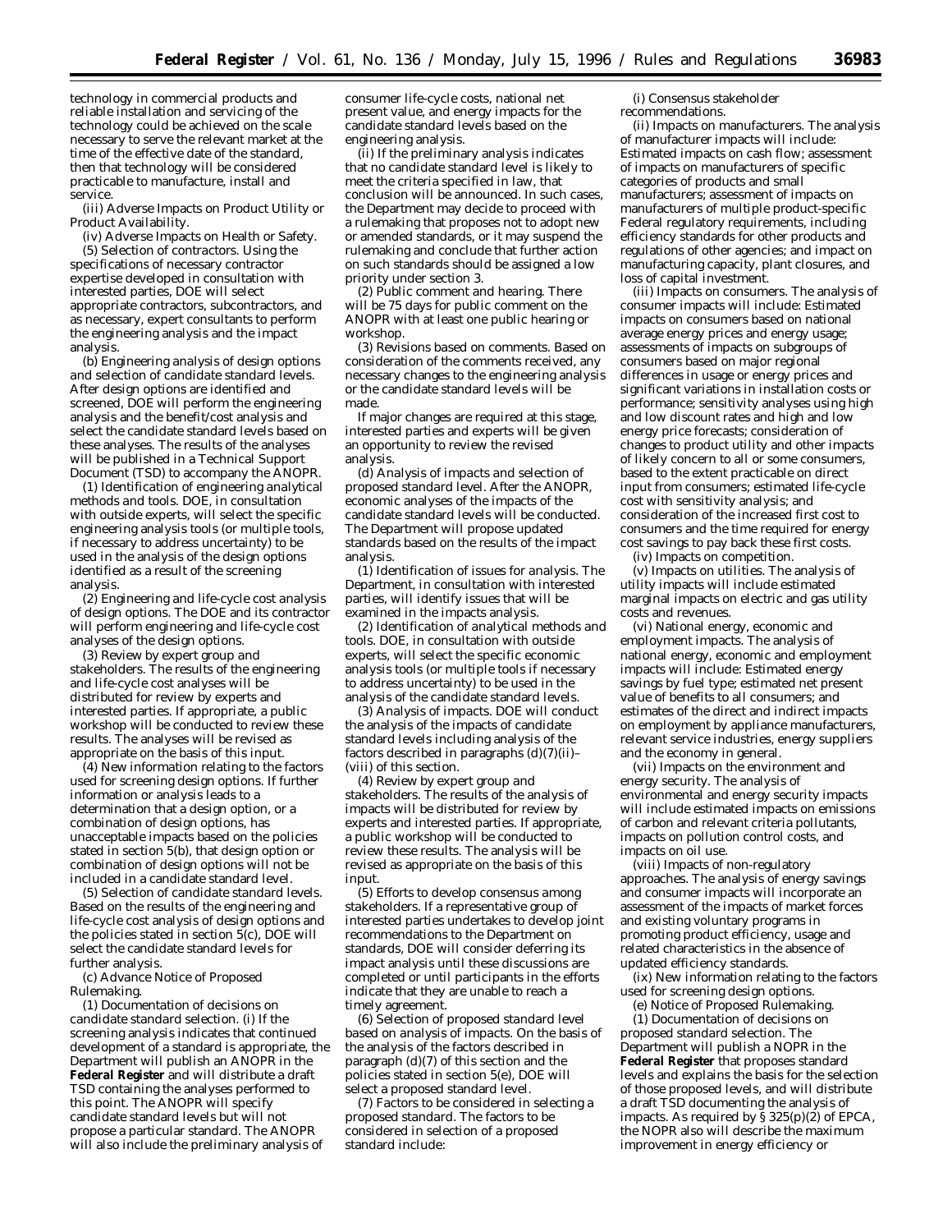technology in commercial products and reliable installation and servicing of the technology could be achieved on the scale necessary to serve the relevant market at the time of the effective date of the standard, then that technology will be considered practicable to manufacture, install and service.

(iii) Adverse Impacts on Product Utility or Product Availability.

(iv) Adverse Impacts on Health or Safety.

(5) *Selection of contractors.* Using the specifications of necessary contractor expertise developed in consultation with interested parties, DOE will select appropriate contractors, subcontractors, and as necessary, expert consultants to perform the engineering analysis and the impact analysis.

(b) *Engineering analysis of design options and selection of candidate standard levels.* After design options are identified and screened, DOE will perform the engineering analysis and the benefit/cost analysis and select the candidate standard levels based on these analyses. The results of the analyses will be published in a Technical Support Document (TSD) to accompany the ANOPR.

(1) *Identification of engineering analytical methods and tools.* DOE, in consultation with outside experts, will select the specific engineering analysis tools (or multiple tools, if necessary to address uncertainty) to be used in the analysis of the design options identified as a result of the screening analysis.

(2) *Engineering and life-cycle cost analysis of design options.* The DOE and its contractor will perform engineering and life-cycle cost analyses of the design options.

(3) *Review by expert group and stakeholders.* The results of the engineering and life-cycle cost analyses will be distributed for review by experts and interested parties. If appropriate, a public workshop will be conducted to review these results. The analyses will be revised as appropriate on the basis of this input.

(4) *New information relating to the factors used for screening design options.* If further information or analysis leads to a determination that a design option, or a combination of design options, has unacceptable impacts based on the policies stated in section 5(b), that design option or combination of design options will not be included in a candidate standard level.

(5) *Selection of candidate standard levels.* Based on the results of the engineering and life-cycle cost analysis of design options and the policies stated in section 5(c), DOE will select the candidate standard levels for further analysis.

(c) *Advance Notice of Proposed Rulemaking.*

(1) *Documentation of decisions on candidate standard selection.* (i) If the screening analysis indicates that continued development of a standard is appropriate, the Department will publish an ANOPR in the **Federal Register** and will distribute a draft TSD containing the analyses performed to this point. The ANOPR will specify candidate standard levels but will not propose a particular standard. The ANOPR will also include the preliminary analysis of consumer life-cycle costs, national net present value, and energy impacts for the candidate standard levels based on the engineering analysis.

(ii) If the preliminary analysis indicates that no candidate standard level is likely to meet the criteria specified in law, that conclusion will be announced. In such cases, the Department may decide to proceed with a rulemaking that proposes not to adopt new or amended standards, or it may suspend the rulemaking and conclude that further action on such standards should be assigned a low priority under section 3.

(2) *Public comment and hearing.* There will be 75 days for public comment on the ANOPR with at least one public hearing or workshop.

(3) *Revisions based on comments.* Based on consideration of the comments received, any necessary changes to the engineering analysis or the candidate standard levels will be made.

If major changes are required at this stage, interested parties and experts will be given an opportunity to review the revised analysis.

(d) *Analysis of impacts and selection of proposed standard level.* After the ANOPR, economic analyses of the impacts of the candidate standard levels will be conducted. The Department will propose updated standards based on the results of the impact analysis.

(1) *Identification of issues for analysis.* The Department, in consultation with interested parties, will identify issues that will be examined in the impacts analysis.

(2) *Identification of analytical methods and tools.* DOE, in consultation with outside experts, will select the specific economic analysis tools (or multiple tools if necessary to address uncertainty) to be used in the analysis of the candidate standard levels.

(3) *Analysis of impacts.* DOE will conduct the analysis of the impacts of candidate standard levels including analysis of the factors described in paragraphs (d)(7)(ii)–(viii) of this section.

(4) *Review by expert group and stakeholders.* The results of the analysis of impacts will be distributed for review by experts and interested parties. If appropriate, a public workshop will be conducted to review these results. The analysis will be revised as appropriate on the basis of this input.

(5) *Efforts to develop consensus among stakeholders.* If a representative group of interested parties undertakes to develop joint recommendations to the Department on standards, DOE will consider deferring its impact analysis until these discussions are completed or until participants in the efforts indicate that they are unable to reach a timely agreement.

(6) *Selection of proposed standard level based on analysis of impacts.* On the basis of the analysis of the factors described in paragraph (d)(7) of this section and the policies stated in section 5(e), DOE will select a proposed standard level.

(7) *Factors to be considered in selecting a proposed standard.* The factors to be considered in selection of a proposed standard include:

(i) Consensus stakeholder recommendations.

(ii) Impacts on manufacturers. The analysis of manufacturer impacts will include: Estimated impacts on cash flow; assessment of impacts on manufacturers of specific categories of products and small manufacturers; assessment of impacts on manufacturers of multiple product-specific Federal regulatory requirements, including efficiency standards for other products and regulations of other agencies; and impact on manufacturing capacity, plant closures, and loss of capital investment.

(iii) Impacts on consumers. The analysis of consumer impacts will include: Estimated impacts on consumers based on national average energy prices and energy usage; assessments of impacts on subgroups of consumers based on major regional differences in usage or energy prices and significant variations in installation costs or performance; sensitivity analyses using high and low discount rates and high and low energy price forecasts; consideration of changes to product utility and other impacts of likely concern to all or some consumers, based to the extent practicable on direct input from consumers; estimated life-cycle cost with sensitivity analysis; and consideration of the increased first cost to consumers and the time required for energy cost savings to pay back these first costs.

(iv) Impacts on competition.

(v) Impacts on utilities. The analysis of utility impacts will include estimated marginal impacts on electric and gas utility costs and revenues.

(vi) National energy, economic and employment impacts. The analysis of national energy, economic and employment impacts will include: Estimated energy savings by fuel type; estimated net present value of benefits to all consumers; and estimates of the direct and indirect impacts on employment by appliance manufacturers, relevant service industries, energy suppliers and the economy in general.

(vii) Impacts on the environment and energy security. The analysis of environmental and energy security impacts will include estimated impacts on emissions of carbon and relevant criteria pollutants, impacts on pollution control costs, and impacts on oil use.

(viii) Impacts of non-regulatory approaches. The analysis of energy savings and consumer impacts will incorporate an assessment of the impacts of market forces and existing voluntary programs in promoting product efficiency, usage and related characteristics in the absence of updated efficiency standards.

(ix) New information relating to the factors used for screening design options.

(e) *Notice of Proposed Rulemaking.*

(1) *Documentation of decisions on proposed standard selection.* The Department will publish a NOPR in the **Federal Register** that proposes standard levels and explains the basis for the selection of those proposed levels, and will distribute a draft TSD documenting the analysis of impacts. As required by § 325(p)(2) of EPCA, the NOPR also will describe the maximum improvement in energy efficiency or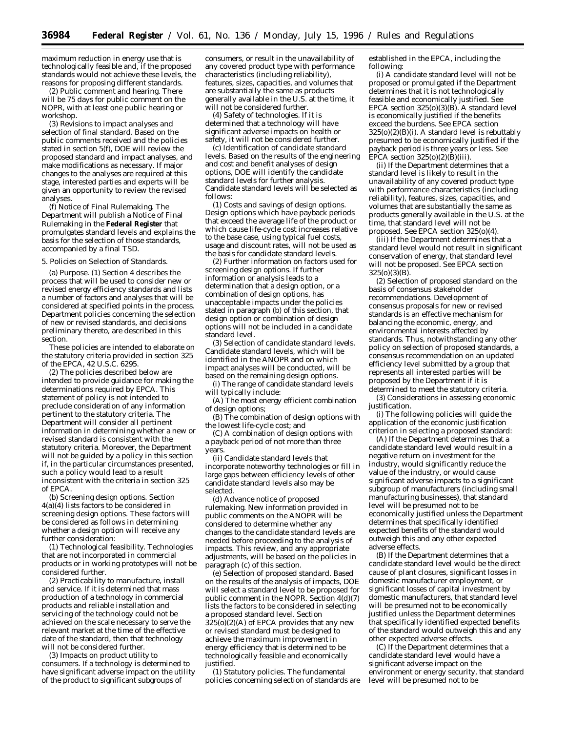maximum reduction in energy use that is technologically feasible and, if the proposed standards would not achieve these levels, the reasons for proposing different standards.

(2) *Public comment and hearing.* There will be 75 days for public comment on the NOPR, with at least one public hearing or workshop.

(3) *Revisions to impact analyses and selection of final standard.* Based on the public comments received and the policies stated in section 5(f), DOE will review the proposed standard and impact analyses, and make modifications as necessary. If major changes to the analyses are required at this stage, interested parties and experts will be given an opportunity to review the revised analyses.

(f) *Notice of Final Rulemaking.* The Department will publish a Notice of Final Rulemaking in the **Federal Register** that promulgates standard levels and explains the basis for the selection of those standards, accompanied by a final TSD.

5. Policies on Selection of Standards.

(a) *Purpose.* (1) Section 4 describes the process that will be used to consider new or revised energy efficiency standards and lists a number of factors and analyses that will be considered at specified points in the process. Department policies concerning the selection of new or revised standards, and decisions preliminary thereto, are described in this section.

These policies are intended to elaborate on the statutory criteria provided in section 325 of the EPCA, 42 U.S.C. 6295.

(2) The policies described below are intended to provide guidance for making the determinations required by EPCA. This statement of policy is not intended to preclude consideration of any information pertinent to the statutory criteria. The Department will consider all pertinent information in determining whether a new or revised standard is consistent with the statutory criteria. Moreover, the Department will not be guided by a policy in this section if, in the particular circumstances presented, such a policy would lead to a result inconsistent with the criteria in section 325 of EPCA.

(b) *Screening design options.* Section 4(a)(4) lists factors to be considered in screening design options. These factors will be considered as follows in determining whether a design option will receive any further consideration:

(1) *Technological feasibility.* Technologies that are not incorporated in commercial products or in working prototypes will not be considered further.

(2) *Practicability to manufacture, install and service.* If it is determined that mass production of a technology in commercial products and reliable installation and servicing of the technology could not be achieved on the scale necessary to serve the relevant market at the time of the effective date of the standard, then that technology will not be considered further.

(3) *Impacts on product utility to consumers.* If a technology is determined to have significant adverse impact on the utility of the product to significant subgroups of consumers, or result in the unavailability of any covered product type with performance characteristics (including reliability), features, sizes, capacities, and volumes that are substantially the same as products generally available in the U.S. at the time, it will not be considered further.

(4) *Safety of technologies.* If it is determined that a technology will have significant adverse impacts on health or safety, it will not be considered further.

(c) *Identification of candidate standard levels.* Based on the results of the engineering and cost and benefit analyses of design options, DOE will identify the candidate standard levels for further analysis. Candidate standard levels will be selected as follows:

(1) *Costs and savings of design options.* Design options which have payback periods that exceed the average life of the product or which cause life-cycle cost increases relative to the base case, using typical fuel costs, usage and discount rates, will not be used as the basis for candidate standard levels.

(2) *Further information on factors used for screening design options.* If further information or analysis leads to a determination that a design option, or a combination of design options, has unacceptable impacts under the policies stated in paragraph (b) of this section, that design option or combination of design options will not be included in a candidate standard level.

(3) *Selection of candidate standard levels.* Candidate standard levels, which will be identified in the ANOPR and on which impact analyses will be conducted, will be based on the remaining design options.

(i) The range of candidate standard levels will typically include:

(A) The most energy efficient combination of design options;

(B) The combination of design options with the lowest life-cycle cost; and

(C) A combination of design options with a payback period of not more than three years.

(ii) Candidate standard levels that incorporate noteworthy technologies or fill in large gaps between efficiency levels of other candidate standard levels also may be selected.

(d) *Advance notice of proposed rulemaking.* New information provided in public comments on the ANOPR will be considered to determine whether any changes to the candidate standard levels are needed before proceeding to the analysis of impacts. This review, and any appropriate adjustments, will be based on the policies in paragraph (c) of this section.

(e) *Selection of proposed standard.* Based on the results of the analysis of impacts, DOE will select a standard level to be proposed for public comment in the NOPR. Section 4(d)(7) lists the factors to be considered in selecting a proposed standard level. Section 325(o)(2)(A) of EPCA provides that any new or revised standard must be designed to achieve the maximum improvement in energy efficiency that is determined to be technologically feasible and economically justified.

(1) *Statutory policies.* The fundamental policies concerning selection of standards are established in the EPCA, including the following:

(i) A candidate standard level will not be proposed or promulgated if the Department determines that it is not technologically feasible and economically justified. See EPCA section 325(o)(3)(B). A standard level is economically justified if the benefits exceed the burdens. See EPCA section 325(o)(2)(B)(i). A standard level is rebuttably presumed to be economically justified if the payback period is three years or less. See EPCA section 325(o)(2)(B)(iii).

(ii) If the Department determines that a standard level is likely to result in the unavailability of any covered product type with performance characteristics (including reliability), features, sizes, capacities, and volumes that are substantially the same as products generally available in the U.S. at the time, that standard level will not be proposed. See EPCA section 325(o)(4).

(iii) If the Department determines that a standard level would not result in significant conservation of energy, that standard level will not be proposed. See EPCA section 325(o)(3)(B).

(2) *Selection of proposed standard on the basis of consensus stakeholder recommendations.* Development of consensus proposals for new or revised standards is an effective mechanism for balancing the economic, energy, and environmental interests affected by standards. Thus, notwithstanding any other policy on selection of proposed standards, a consensus recommendation on an updated efficiency level submitted by a group that represents all interested parties will be proposed by the Department if it is determined to meet the statutory criteria.

(3) *Considerations in assessing economic justification.*

(i) The following policies will guide the application of the economic justification criterion in selecting a proposed standard:

(A) If the Department determines that a candidate standard level would result in a negative return on investment for the industry, would significantly reduce the value of the industry, or would cause significant adverse impacts to a significant subgroup of manufacturers (including small manufacturing businesses), that standard level will be presumed not to be economically justified unless the Department determines that specifically identified expected benefits of the standard would outweigh this and any other expected adverse effects.

(B) If the Department determines that a candidate standard level would be the direct cause of plant closures, significant losses in domestic manufacturer employment, or significant losses of capital investment by domestic manufacturers, that standard level will be presumed not to be economically justified unless the Department determines that specifically identified expected benefits of the standard would outweigh this and any other expected adverse effects.

(C) If the Department determines that a candidate standard level would have a significant adverse impact on the environment or energy security, that standard level will be presumed not to be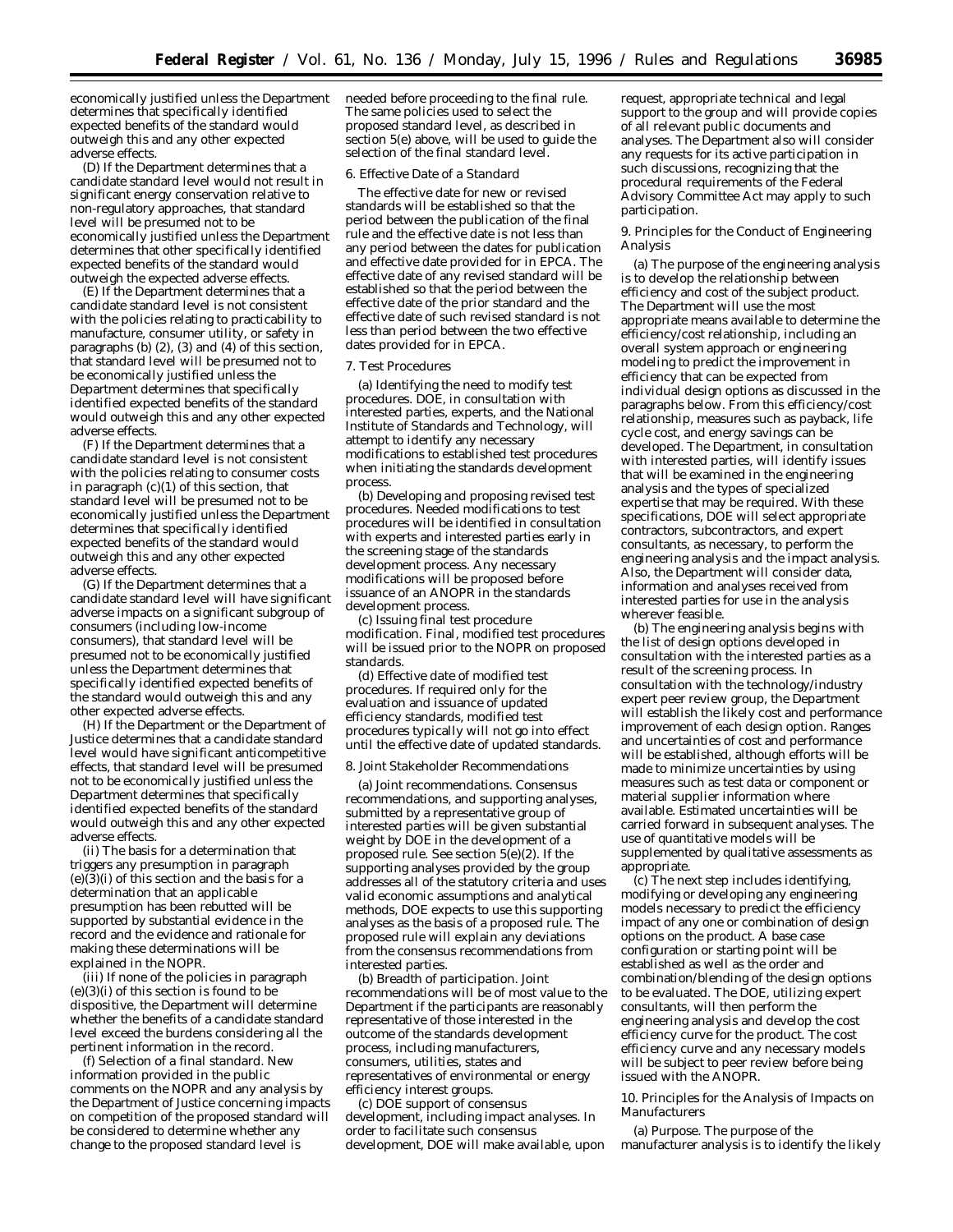economically justified unless the Department determines that specifically identified expected benefits of the standard would outweigh this and any other expected adverse effects.

(D) If the Department determines that a candidate standard level would not result in significant energy conservation relative to non-regulatory approaches, that standard level will be presumed not to be economically justified unless the Department determines that other specifically identified expected benefits of the standard would outweigh the expected adverse effects.

(E) If the Department determines that a candidate standard level is not consistent with the policies relating to practicability to manufacture, consumer utility, or safety in paragraphs (b) (2), (3) and (4) of this section, that standard level will be presumed not to be economically justified unless the Department determines that specifically identified expected benefits of the standard would outweigh this and any other expected adverse effects.

(F) If the Department determines that a candidate standard level is not consistent with the policies relating to consumer costs in paragraph (c)(1) of this section, that standard level will be presumed not to be economically justified unless the Department determines that specifically identified expected benefits of the standard would outweigh this and any other expected adverse effects.

(G) If the Department determines that a candidate standard level will have significant adverse impacts on a significant subgroup of consumers (including low-income consumers), that standard level will be presumed not to be economically justified unless the Department determines that specifically identified expected benefits of the standard would outweigh this and any other expected adverse effects.

(H) If the Department or the Department of Justice determines that a candidate standard level would have significant anticompetitive effects, that standard level will be presumed not to be economically justified unless the Department determines that specifically identified expected benefits of the standard would outweigh this and any other expected adverse effects.

(ii) The basis for a determination that triggers any presumption in paragraph (e)(3)(i) of this section and the basis for a determination that an applicable presumption has been rebutted will be supported by substantial evidence in the record and the evidence and rationale for making these determinations will be explained in the NOPR.

(iii) If none of the policies in paragraph (e)(3)(i) of this section is found to be dispositive, the Department will determine whether the benefits of a candidate standard level exceed the burdens considering all the pertinent information in the record.

(f) *Selection of a final standard.* New information provided in the public comments on the NOPR and any analysis by the Department of Justice concerning impacts on competition of the proposed standard will be considered to determine whether any change to the proposed standard level is needed before proceeding to the final rule. The same policies used to select the proposed standard level, as described in section 5(e) above, will be used to guide the selection of the final standard level.

*6. Effective Date of a Standard*

The effective date for new or revised standards will be established so that the period between the publication of the final rule and the effective date is not less than any period between the dates for publication and effective date provided for in EPCA. The effective date of any revised standard will be established so that the period between the effective date of the prior standard and the effective date of such revised standard is not less than period between the two effective dates provided for in EPCA.

*7. Test Procedures*

(a) *Identifying the need to modify test procedures.* DOE, in consultation with interested parties, experts, and the National Institute of Standards and Technology, will attempt to identify any necessary modifications to established test procedures when initiating the standards development process.

(b) *Developing and proposing revised test procedures.* Needed modifications to test procedures will be identified in consultation with experts and interested parties early in the screening stage of the standards development process. Any necessary modifications will be proposed before issuance of an ANOPR in the standards development process.

(c) *Issuing final test procedure modification.* Final, modified test procedures will be issued prior to the NOPR on proposed standards.

(d) *Effective date of modified test procedures.* If required only for the evaluation and issuance of updated efficiency standards, modified test procedures typically will not go into effect until the effective date of updated standards.

*8. Joint Stakeholder Recommendations*

(a) *Joint recommendations.* Consensus recommendations, and supporting analyses, submitted by a representative group of interested parties will be given substantial weight by DOE in the development of a proposed rule. See section 5(e)(2). If the supporting analyses provided by the group addresses all of the statutory criteria and uses valid economic assumptions and analytical methods, DOE expects to use this supporting analyses as the basis of a proposed rule. The proposed rule will explain any deviations from the consensus recommendations from interested parties.

(b) *Breadth of participation.* Joint recommendations will be of most value to the Department if the participants are reasonably representative of those interested in the outcome of the standards development process, including manufacturers, consumers, utilities, states and representatives of environmental or energy efficiency interest groups.

(c) *DOE support of consensus development, including impact analyses.* In order to facilitate such consensus development, DOE will make available, upon request, appropriate technical and legal support to the group and will provide copies of all relevant public documents and analyses. The Department also will consider any requests for its active participation in such discussions, recognizing that the procedural requirements of the Federal Advisory Committee Act may apply to such participation.

*9. Principles for the Conduct of Engineering Analysis*

(a) The purpose of the engineering analysis is to develop the relationship between efficiency and cost of the subject product. The Department will use the most appropriate means available to determine the efficiency/cost relationship, including an overall system approach or engineering modeling to predict the improvement in efficiency that can be expected from individual design options as discussed in the paragraphs below. From this efficiency/cost relationship, measures such as payback, life cycle cost, and energy savings can be developed. The Department, in consultation with interested parties, will identify issues that will be examined in the engineering analysis and the types of specialized expertise that may be required. With these specifications, DOE will select appropriate contractors, subcontractors, and expert consultants, as necessary, to perform the engineering analysis and the impact analysis. Also, the Department will consider data, information and analyses received from interested parties for use in the analysis wherever feasible.

(b) The engineering analysis begins with the list of design options developed in consultation with the interested parties as a result of the screening process. In consultation with the technology/industry expert peer review group, the Department will establish the likely cost and performance improvement of each design option. Ranges and uncertainties of cost and performance will be established, although efforts will be made to minimize uncertainties by using measures such as test data or component or material supplier information where available. Estimated uncertainties will be carried forward in subsequent analyses. The use of quantitative models will be supplemented by qualitative assessments as appropriate.

(c) The next step includes identifying, modifying or developing any engineering models necessary to predict the efficiency impact of any one or combination of design options on the product. A base case configuration or starting point will be established as well as the order and combination/blending of the design options to be evaluated. The DOE, utilizing expert consultants, will then perform the engineering analysis and develop the cost efficiency curve for the product. The cost efficiency curve and any necessary models will be subject to peer review before being issued with the ANOPR.

*10. Principles for the Analysis of Impacts on Manufacturers*

(a) *Purpose.* The purpose of the manufacturer analysis is to identify the likely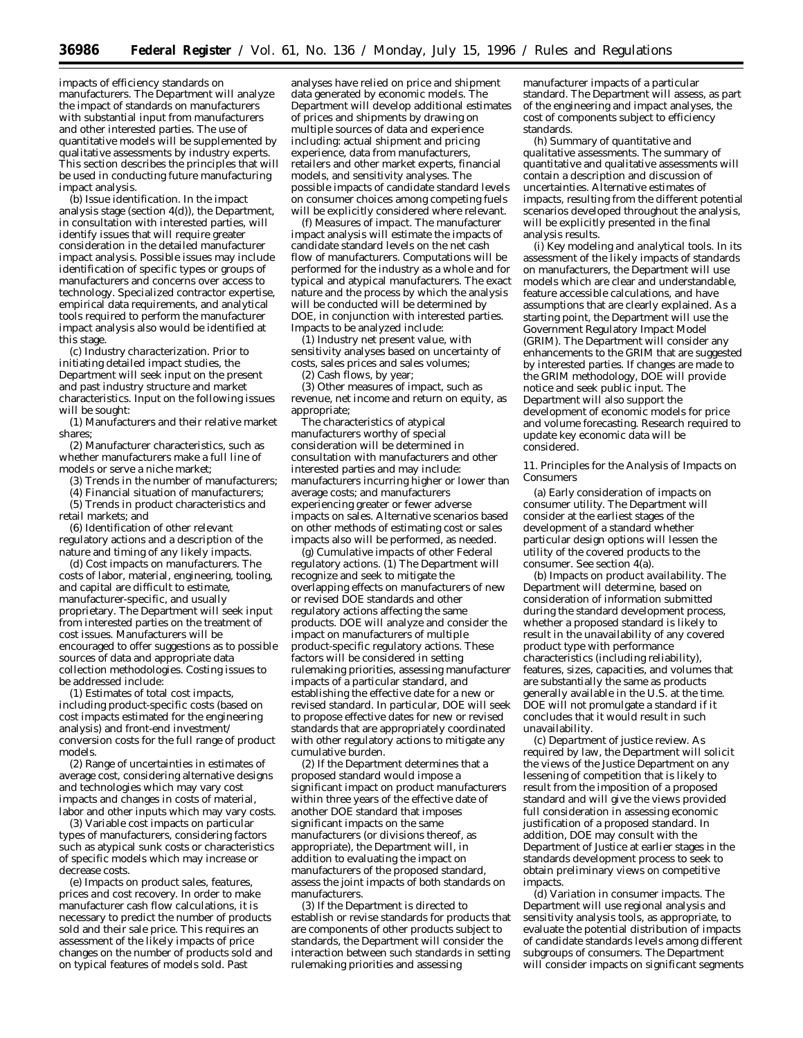impacts of efficiency standards on manufacturers. The Department will analyze the impact of standards on manufacturers with substantial input from manufacturers and other interested parties. The use of quantitative models will be supplemented by qualitative assessments by industry experts. This section describes the principles that will be used in conducting future manufacturing impact analysis.

(b) *Issue identification.* In the impact analysis stage (section 4(d)), the Department, in consultation with interested parties, will identify issues that will require greater consideration in the detailed manufacturer impact analysis. Possible issues may include identification of specific types or groups of manufacturers and concerns over access to technology. Specialized contractor expertise, empirical data requirements, and analytical tools required to perform the manufacturer impact analysis also would be identified at this stage.

(c) *Industry characterization.* Prior to initiating detailed impact studies, the Department will seek input on the present and past industry structure and market characteristics. Input on the following issues will be sought:

(1) Manufacturers and their relative market shares;

(2) Manufacturer characteristics, such as whether manufacturers make a full line of models or serve a niche market;

(3) Trends in the number of manufacturers;

(4) Financial situation of manufacturers;

(5) Trends in product characteristics and retail markets; and

(6) Identification of other relevant regulatory actions and a description of the nature and timing of any likely impacts.

(d) *Cost impacts on manufacturers.* The costs of labor, material, engineering, tooling, and capital are difficult to estimate, manufacturer-specific, and usually proprietary. The Department will seek input from interested parties on the treatment of cost issues. Manufacturers will be encouraged to offer suggestions as to possible sources of data and appropriate data collection methodologies. Costing issues to be addressed include:

(1) Estimates of total cost impacts, including product-specific costs (based on cost impacts estimated for the engineering analysis) and front-end investment/conversion costs for the full range of product models.

(2) Range of uncertainties in estimates of average cost, considering alternative designs and technologies which may vary cost impacts and changes in costs of material, labor and other inputs which may vary costs.

(3) Variable cost impacts on particular types of manufacturers, considering factors such as atypical sunk costs or characteristics of specific models which may increase or decrease costs.

(e) *Impacts on product sales, features, prices and cost recovery.* In order to make manufacturer cash flow calculations, it is necessary to predict the number of products sold and their sale price. This requires an assessment of the likely impacts of price changes on the number of products sold and on typical features of models sold. Past analyses have relied on price and shipment data generated by economic models. The Department will develop additional estimates of prices and shipments by drawing on multiple sources of data and experience including: actual shipment and pricing experience, data from manufacturers, retailers and other market experts, financial models, and sensitivity analyses. The possible impacts of candidate standard levels on consumer choices among competing fuels will be explicitly considered where relevant.

(f) *Measures of impact.* The manufacturer impact analysis will estimate the impacts of candidate standard levels on the net cash flow of manufacturers. Computations will be performed for the industry as a whole and for typical and atypical manufacturers. The exact nature and the process by which the analysis will be conducted will be determined by DOE, in conjunction with interested parties. Impacts to be analyzed include:

(1) Industry net present value, with sensitivity analyses based on uncertainty of costs, sales prices and sales volumes;

(2) Cash flows, by year;

(3) Other measures of impact, such as revenue, net income and return on equity, as appropriate;

The characteristics of atypical manufacturers worthy of special consideration will be determined in consultation with manufacturers and other interested parties and may include: manufacturers incurring higher or lower than average costs; and manufacturers experiencing greater or fewer adverse impacts on sales. Alternative scenarios based on other methods of estimating cost or sales impacts also will be performed, as needed.

(g) *Cumulative impacts of other Federal regulatory actions.* (1) The Department will recognize and seek to mitigate the overlapping effects on manufacturers of new or revised DOE standards and other regulatory actions affecting the same products. DOE will analyze and consider the impact on manufacturers of multiple product-specific regulatory actions. These factors will be considered in setting rulemaking priorities, assessing manufacturer impacts of a particular standard, and establishing the effective date for a new or revised standard. In particular, DOE will seek to propose effective dates for new or revised standards that are appropriately coordinated with other regulatory actions to mitigate any cumulative burden.

(2) If the Department determines that a proposed standard would impose a significant impact on product manufacturers within three years of the effective date of another DOE standard that imposes significant impacts on the same manufacturers (or divisions thereof, as appropriate), the Department will, in addition to evaluating the impact on manufacturers of the proposed standard, assess the joint impacts of both standards on manufacturers.

(3) If the Department is directed to establish or revise standards for products that are components of other products subject to standards, the Department will consider the interaction between such standards in setting rulemaking priorities and assessing manufacturer impacts of a particular standard. The Department will assess, as part of the engineering and impact analyses, the cost of components subject to efficiency standards.

(h) *Summary of quantitative and qualitative assessments.* The summary of quantitative and qualitative assessments will contain a description and discussion of uncertainties. Alternative estimates of impacts, resulting from the different potential scenarios developed throughout the analysis, will be explicitly presented in the final analysis results.

(i) *Key modeling and analytical tools.* In its assessment of the likely impacts of standards on manufacturers, the Department will use models which are clear and understandable, feature accessible calculations, and have assumptions that are clearly explained. As a starting point, the Department will use the Government Regulatory Impact Model (GRIM). The Department will consider any enhancements to the GRIM that are suggested by interested parties. If changes are made to the GRIM methodology, DOE will provide notice and seek public input. The Department will also support the development of economic models for price and volume forecasting. Research required to update key economic data will be considered.

11. Principles for the Analysis of Impacts on Consumers

(a) *Early consideration of impacts on consumer utility.* The Department will consider at the earliest stages of the development of a standard whether particular design options will lessen the utility of the covered products to the consumer. See section 4(a).

(b) *Impacts on product availability.* The Department will determine, based on consideration of information submitted during the standard development process, whether a proposed standard is likely to result in the unavailability of any covered product type with performance characteristics (including reliability), features, sizes, capacities, and volumes that are substantially the same as products generally available in the U.S. at the time. DOE will not promulgate a standard if it concludes that it would result in such unavailability.

(c) *Department of justice review.* As required by law, the Department will solicit the views of the Justice Department on any lessening of competition that is likely to result from the imposition of a proposed standard and will give the views provided full consideration in assessing economic justification of a proposed standard. In addition, DOE may consult with the Department of Justice at earlier stages in the standards development process to seek to obtain preliminary views on competitive impacts.

(d) *Variation in consumer impacts.* The Department will use regional analysis and sensitivity analysis tools, as appropriate, to evaluate the potential distribution of impacts of candidate standards levels among different subgroups of consumers. The Department will consider impacts on significant segments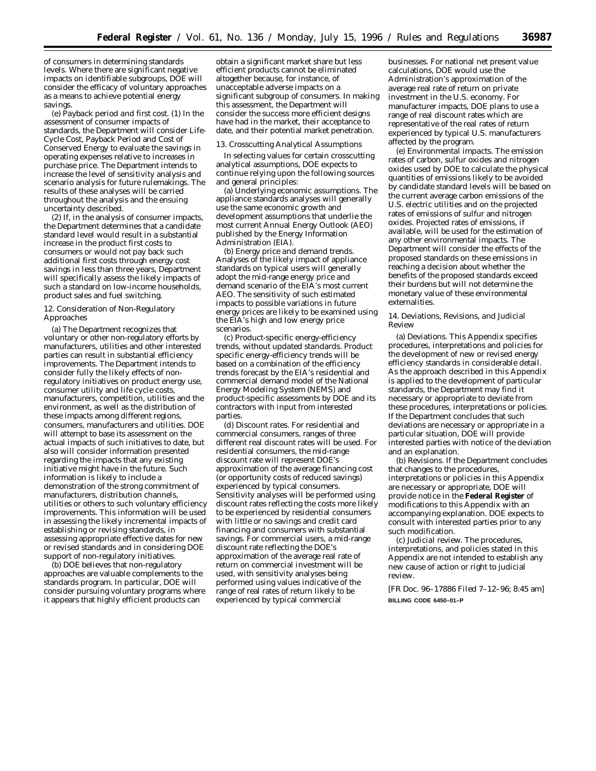of consumers in determining standards levels. Where there are significant negative impacts on identifiable subgroups, DOE will consider the efficacy of voluntary approaches as a means to achieve potential energy savings.

(e) *Payback period and first cost.* (1) In the assessment of consumer impacts of standards, the Department will consider Life-Cycle Cost, Payback Period and Cost of Conserved Energy to evaluate the savings in operating expenses relative to increases in purchase price. The Department intends to increase the level of sensitivity analysis and scenario analysis for future rulemakings. The results of these analyses will be carried throughout the analysis and the ensuing uncertainty described.

(2) If, in the analysis of consumer impacts, the Department determines that a candidate standard level would result in a substantial increase in the product first costs to consumers or would not pay back such additional first costs through energy cost savings in less than three years, Department will specifically assess the likely impacts of such a standard on low-income households, product sales and fuel switching.

*12. Consideration of Non-Regulatory Approaches*

(a) The Department recognizes that voluntary or other non-regulatory efforts by manufacturers, utilities and other interested parties can result in substantial efficiency improvements. The Department intends to consider fully the likely effects of non-regulatory initiatives on product energy use, consumer utility and life cycle costs, manufacturers, competition, utilities and the environment, as well as the distribution of these impacts among different regions, consumers, manufacturers and utilities. DOE will attempt to base its assessment on the actual impacts of such initiatives to date, but also will consider information presented regarding the impacts that any existing initiative might have in the future. Such information is likely to include a demonstration of the strong commitment of manufacturers, distribution channels, utilities or others to such voluntary efficiency improvements. This information will be used in assessing the likely incremental impacts of establishing or revising standards, in assessing appropriate effective dates for new or revised standards and in considering DOE support of non-regulatory initiatives.

(b) DOE believes that non-regulatory approaches are valuable complements to the standards program. In particular, DOE will consider pursuing voluntary programs where it appears that highly efficient products can obtain a significant market share but less efficient products cannot be eliminated altogether because, for instance, of unacceptable adverse impacts on a significant subgroup of consumers. In making this assessment, the Department will consider the success more efficient designs have had in the market, their acceptance to date, and their potential market penetration.

*13. Crosscutting Analytical Assumptions*

In selecting values for certain crosscutting analytical assumptions, DOE expects to continue relying upon the following sources and general principles:

(a) *Underlying economic assumptions.* The appliance standards analyses will generally use the same economic growth and development assumptions that underlie the most current Annual Energy Outlook (AEO) published by the Energy Information Administration (EIA).

(b) *Energy price and demand trends.* Analyses of the likely impact of appliance standards on typical users will generally adopt the mid-range energy price and demand scenario of the EIA's most current AEO. The sensitivity of such estimated impacts to possible variations in future energy prices are likely to be examined using the EIA's high and low energy price scenarios.

(c) *Product-specific energy-efficiency trends, without updated standards.* Product specific energy-efficiency trends will be based on a combination of the efficiency trends forecast by the EIA's residential and commercial demand model of the National Energy Modeling System (NEMS) and product-specific assessments by DOE and its contractors with input from interested parties.

(d) *Discount rates.* For residential and commercial consumers, ranges of three different real discount rates will be used. For residential consumers, the mid-range discount rate will represent DOE's approximation of the average financing cost (or opportunity costs of reduced savings) experienced by typical consumers. Sensitivity analyses will be performed using discount rates reflecting the costs more likely to be experienced by residential consumers with little or no savings and credit card financing and consumers with substantial savings. For commercial users, a mid-range discount rate reflecting the DOE's approximation of the average real rate of return on commercial investment will be used, with sensitivity analyses being performed using values indicative of the range of real rates of return likely to be experienced by typical commercial businesses. For national net present value calculations, DOE would use the Administration's approximation of the average real rate of return on private investment in the U.S. economy. For manufacturer impacts, DOE plans to use a range of real discount rates which are representative of the real rates of return experienced by typical U.S. manufacturers affected by the program.

(e) *Environmental impacts.* The emission rates of carbon, sulfur oxides and nitrogen oxides used by DOE to calculate the physical quantities of emissions likely to be avoided by candidate standard levels will be based on the current average carbon emissions of the U.S. electric utilities and on the projected rates of emissions of sulfur and nitrogen oxides. Projected rates of emissions, if available, will be used for the estimation of any other environmental impacts. The Department will consider the effects of the proposed standards on these emissions in reaching a decision about whether the benefits of the proposed standards exceed their burdens but will not determine the monetary value of these environmental externalities.

*14. Deviations, Revisions, and Judicial Review*

(a) *Deviations.* This Appendix specifies procedures, interpretations and policies for the development of new or revised energy efficiency standards in considerable detail. As the approach described in this Appendix is applied to the development of particular standards, the Department may find it necessary or appropriate to deviate from these procedures, interpretations or policies. If the Department concludes that such deviations are necessary or appropriate in a particular situation, DOE will provide interested parties with notice of the deviation and an explanation.

(b) *Revisions.* If the Department concludes that changes to the procedures, interpretations or policies in this Appendix are necessary or appropriate, DOE will provide notice in the **Federal Register** of modifications to this Appendix with an accompanying explanation. DOE expects to consult with interested parties prior to any such modification.

(c) *Judicial review.* The procedures, interpretations, and policies stated in this Appendix are not intended to establish any new cause of action or right to judicial review.

[FR Doc. 96–17886 Filed 7–12–96; 8:45 am]

**BILLING CODE 6450–01–P**